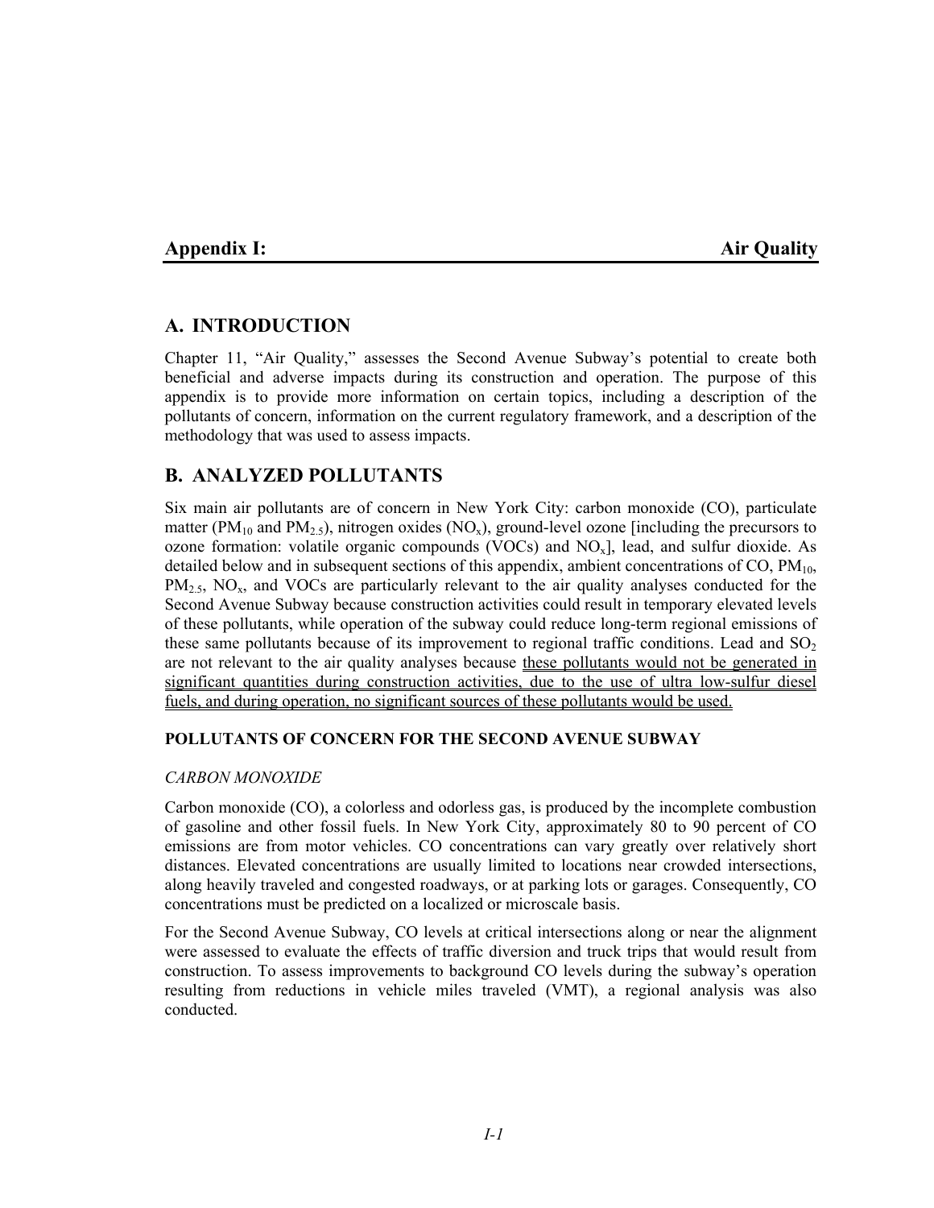# Appendix I: Air Quality

## A. INTRODUCTION

Chapter 11, "Air Quality," assesses the Second Avenue Subway's potential to create both beneficial and adverse impacts during its construction and operation. The purpose of this appendix is to provide more information on certain topics, including a description of the pollutants of concern, information on the current regulatory framework, and a description of the methodology that was used to assess impacts.

## B. ANALYZED POLLUTANTS

Six main air pollutants are of concern in New York City: carbon monoxide (CO), particulate matter ($PM_{10}$ and $PM_{2.5}$), nitrogen oxides ($NO_x$), ground-level ozone [including the precursors to ozone formation: volatile organic compounds (VOCs) and $NO_x$], lead, and sulfur dioxide. As detailed below and in subsequent sections of this appendix, ambient concentrations of CO, $PM_{10}$, $PM_{2.5}$, $NO_x$, and VOCs are particularly relevant to the air quality analyses conducted for the Second Avenue Subway because construction activities could result in temporary elevated levels of these pollutants, while operation of the subway could reduce long-term regional emissions of these same pollutants because of its improvement to regional traffic conditions. Lead and $SO_2$ are not relevant to the air quality analyses because these pollutants would not be generated in significant quantities during construction activities, due to the use of ultra low-sulfur diesel fuels, and during operation, no significant sources of these pollutants would be used.

### POLLUTANTS OF CONCERN FOR THE SECOND AVENUE SUBWAY

*CARBON MONOXIDE*

Carbon monoxide (CO), a colorless and odorless gas, is produced by the incomplete combustion of gasoline and other fossil fuels. In New York City, approximately 80 to 90 percent of CO emissions are from motor vehicles. CO concentrations can vary greatly over relatively short distances. Elevated concentrations are usually limited to locations near crowded intersections, along heavily traveled and congested roadways, or at parking lots or garages. Consequently, CO concentrations must be predicted on a localized or microscale basis.

For the Second Avenue Subway, CO levels at critical intersections along or near the alignment were assessed to evaluate the effects of traffic diversion and truck trips that would result from construction. To assess improvements to background CO levels during the subway's operation resulting from reductions in vehicle miles traveled (VMT), a regional analysis was also conducted.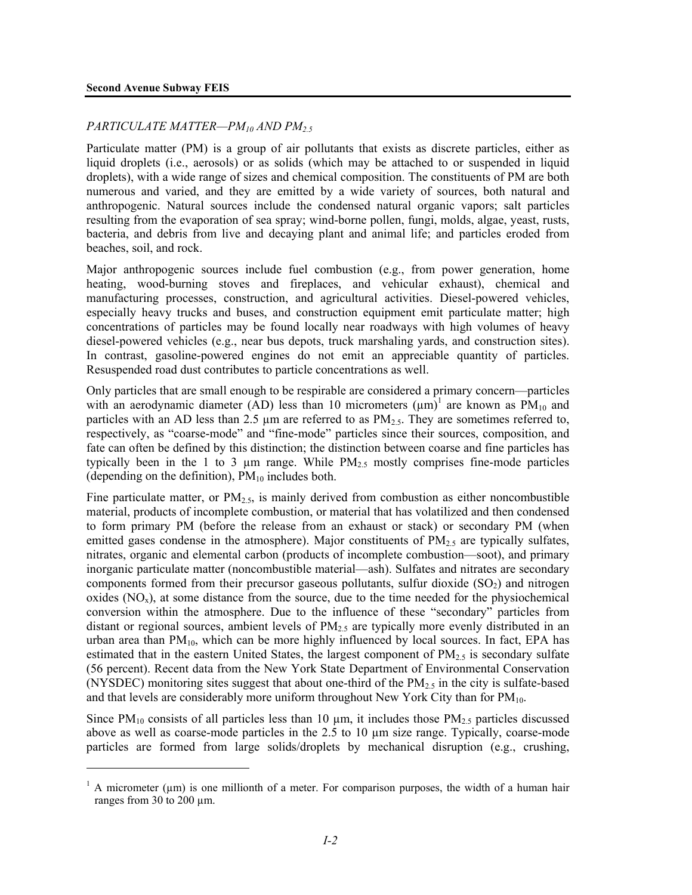### *PARTICULATE MATTER—$PM_{10}$ AND $PM_{2.5}$*

Particulate matter (PM) is a group of air pollutants that exists as discrete particles, either as liquid droplets (i.e., aerosols) or as solids (which may be attached to or suspended in liquid droplets), with a wide range of sizes and chemical composition. The constituents of PM are both numerous and varied, and they are emitted by a wide variety of sources, both natural and anthropogenic. Natural sources include the condensed natural organic vapors; salt particles resulting from the evaporation of sea spray; wind-borne pollen, fungi, molds, algae, yeast, rusts, bacteria, and debris from live and decaying plant and animal life; and particles eroded from beaches, soil, and rock.

Major anthropogenic sources include fuel combustion (e.g., from power generation, home heating, wood-burning stoves and fireplaces, and vehicular exhaust), chemical and manufacturing processes, construction, and agricultural activities. Diesel-powered vehicles, especially heavy trucks and buses, and construction equipment emit particulate matter; high concentrations of particles may be found locally near roadways with high volumes of heavy diesel-powered vehicles (e.g., near bus depots, truck marshaling yards, and construction sites). In contrast, gasoline-powered engines do not emit an appreciable quantity of particles. Resuspended road dust contributes to particle concentrations as well.

Only particles that are small enough to be respirable are considered a primary concern—particles with an aerodynamic diameter (AD) less than 10 micrometers (µm)[1] are known as $PM_{10}$ and particles with an AD less than 2.5 µm are referred to as $PM_{2.5}$. They are sometimes referred to, respectively, as "coarse-mode" and "fine-mode" particles since their sources, composition, and fate can often be defined by this distinction; the distinction between coarse and fine particles has typically been in the 1 to 3 µm range. While $PM_{2.5}$ mostly comprises fine-mode particles (depending on the definition), $PM_{10}$ includes both.

Fine particulate matter, or $PM_{2.5}$, is mainly derived from combustion as either noncombustible material, products of incomplete combustion, or material that has volatilized and then condensed to form primary PM (before the release from an exhaust or stack) or secondary PM (when emitted gases condense in the atmosphere). Major constituents of $PM_{2.5}$ are typically sulfates, nitrates, organic and elemental carbon (products of incomplete combustion—soot), and primary inorganic particulate matter (noncombustible material—ash). Sulfates and nitrates are secondary components formed from their precursor gaseous pollutants, sulfur dioxide ($SO_2$) and nitrogen oxides ($NO_x$), at some distance from the source, due to the time needed for the physiochemical conversion within the atmosphere. Due to the influence of these "secondary" particles from distant or regional sources, ambient levels of $PM_{2.5}$ are typically more evenly distributed in an urban area than $PM_{10}$, which can be more highly influenced by local sources. In fact, EPA has estimated that in the eastern United States, the largest component of $PM_{2.5}$ is secondary sulfate (56 percent). Recent data from the New York State Department of Environmental Conservation (NYSDEC) monitoring sites suggest that about one-third of the $PM_{2.5}$ in the city is sulfate-based and that levels are considerably more uniform throughout New York City than for $PM_{10}$.

Since $PM_{10}$ consists of all particles less than 10 µm, it includes those $PM_{2.5}$ particles discussed above as well as coarse-mode particles in the 2.5 to 10 µm size range. Typically, coarse-mode particles are formed from large solids/droplets by mechanical disruption (e.g., crushing,

[1] A micrometer (µm) is one millionth of a meter. For comparison purposes, the width of a human hair ranges from 30 to 200 µm.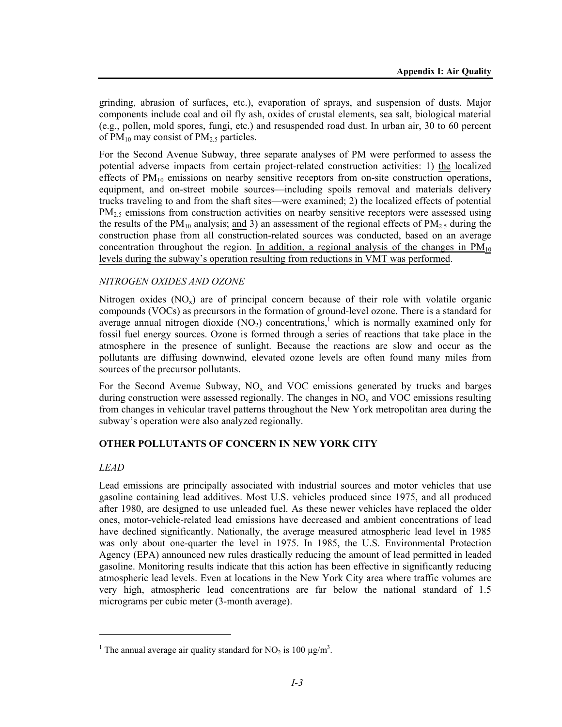grinding, abrasion of surfaces, etc.), evaporation of sprays, and suspension of dusts. Major components include coal and oil fly ash, oxides of crustal elements, sea salt, biological material (e.g., pollen, mold spores, fungi, etc.) and resuspended road dust. In urban air, 30 to 60 percent of $PM_{10}$ may consist of $PM_{2.5}$ particles.

For the Second Avenue Subway, three separate analyses of PM were performed to assess the potential adverse impacts from certain project-related construction activities: 1) the localized effects of $PM_{10}$ emissions on nearby sensitive receptors from on-site construction operations, equipment, and on-street mobile sources—including spoils removal and materials delivery trucks traveling to and from the shaft sites—were examined; 2) the localized effects of potential $PM_{2.5}$ emissions from construction activities on nearby sensitive receptors were assessed using the results of the $PM_{10}$ analysis; and 3) an assessment of the regional effects of $PM_{2.5}$ during the construction phase from all construction-related sources was conducted, based on an average concentration throughout the region. In addition, a regional analysis of the changes in $PM_{10}$ levels during the subway's operation resulting from reductions in VMT was performed.

*NITROGEN OXIDES AND OZONE*

Nitrogen oxides ($NO_x$) are of principal concern because of their role with volatile organic compounds (VOCs) as precursors in the formation of ground-level ozone. There is a standard for average annual nitrogen dioxide ($NO_2$) concentrations,[1] which is normally examined only for fossil fuel energy sources. Ozone is formed through a series of reactions that take place in the atmosphere in the presence of sunlight. Because the reactions are slow and occur as the pollutants are diffusing downwind, elevated ozone levels are often found many miles from sources of the precursor pollutants.

For the Second Avenue Subway, $NO_x$ and VOC emissions generated by trucks and barges during construction were assessed regionally. The changes in $NO_x$ and VOC emissions resulting from changes in vehicular travel patterns throughout the New York metropolitan area during the subway's operation were also analyzed regionally.

**OTHER POLLUTANTS OF CONCERN IN NEW YORK CITY**

*LEAD*

Lead emissions are principally associated with industrial sources and motor vehicles that use gasoline containing lead additives. Most U.S. vehicles produced since 1975, and all produced after 1980, are designed to use unleaded fuel. As these newer vehicles have replaced the older ones, motor-vehicle-related lead emissions have decreased and ambient concentrations of lead have declined significantly. Nationally, the average measured atmospheric lead level in 1985 was only about one-quarter the level in 1975. In 1985, the U.S. Environmental Protection Agency (EPA) announced new rules drastically reducing the amount of lead permitted in leaded gasoline. Monitoring results indicate that this action has been effective in significantly reducing atmospheric lead levels. Even at locations in the New York City area where traffic volumes are very high, atmospheric lead concentrations are far below the national standard of 1.5 micrograms per cubic meter (3-month average).

---

[1] The annual average air quality standard for $NO_2$ is 100 $\mu g/m^3$.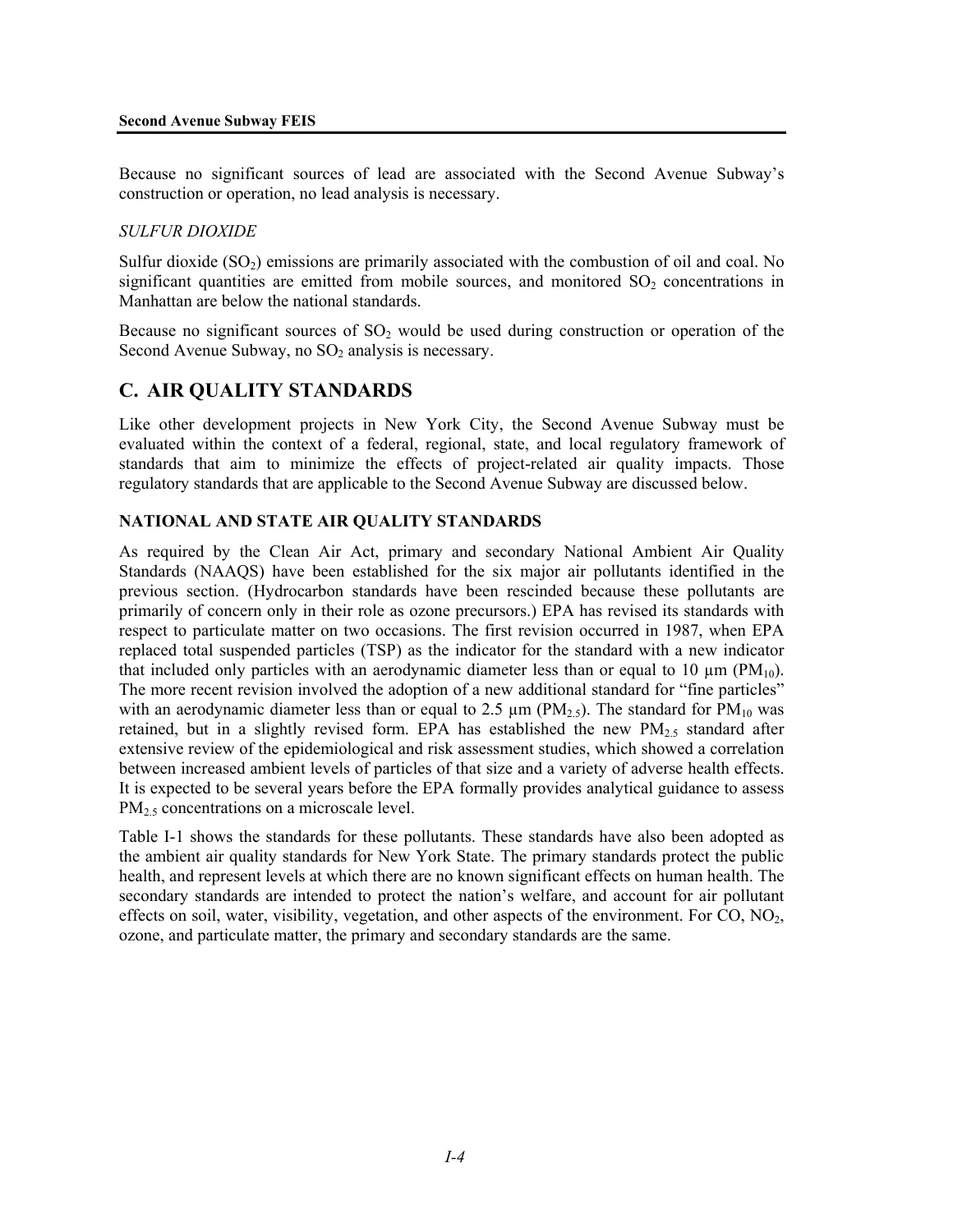Because no significant sources of lead are associated with the Second Avenue Subway's construction or operation, no lead analysis is necessary.

*SULFUR DIOXIDE*

Sulfur dioxide ($SO_2$) emissions are primarily associated with the combustion of oil and coal. No significant quantities are emitted from mobile sources, and monitored $SO_2$ concentrations in Manhattan are below the national standards.

Because no significant sources of $SO_2$ would be used during construction or operation of the Second Avenue Subway, no $SO_2$ analysis is necessary.

## C. AIR QUALITY STANDARDS

Like other development projects in New York City, the Second Avenue Subway must be evaluated within the context of a federal, regional, state, and local regulatory framework of standards that aim to minimize the effects of project-related air quality impacts. Those regulatory standards that are applicable to the Second Avenue Subway are discussed below.

### NATIONAL AND STATE AIR QUALITY STANDARDS

As required by the Clean Air Act, primary and secondary National Ambient Air Quality Standards (NAAQS) have been established for the six major air pollutants identified in the previous section. (Hydrocarbon standards have been rescinded because these pollutants are primarily of concern only in their role as ozone precursors.) EPA has revised its standards with respect to particulate matter on two occasions. The first revision occurred in 1987, when EPA replaced total suspended particles (TSP) as the indicator for the standard with a new indicator that included only particles with an aerodynamic diameter less than or equal to 10 µm ($PM_{10}$). The more recent revision involved the adoption of a new additional standard for "fine particles" with an aerodynamic diameter less than or equal to 2.5 µm ($PM_{2.5}$). The standard for $PM_{10}$ was retained, but in a slightly revised form. EPA has established the new $PM_{2.5}$ standard after extensive review of the epidemiological and risk assessment studies, which showed a correlation between increased ambient levels of particles of that size and a variety of adverse health effects. It is expected to be several years before the EPA formally provides analytical guidance to assess $PM_{2.5}$ concentrations on a microscale level.

Table I-1 shows the standards for these pollutants. These standards have also been adopted as the ambient air quality standards for New York State. The primary standards protect the public health, and represent levels at which there are no known significant effects on human health. The secondary standards are intended to protect the nation's welfare, and account for air pollutant effects on soil, water, visibility, vegetation, and other aspects of the environment. For CO, $NO_2$, ozone, and particulate matter, the primary and secondary standards are the same.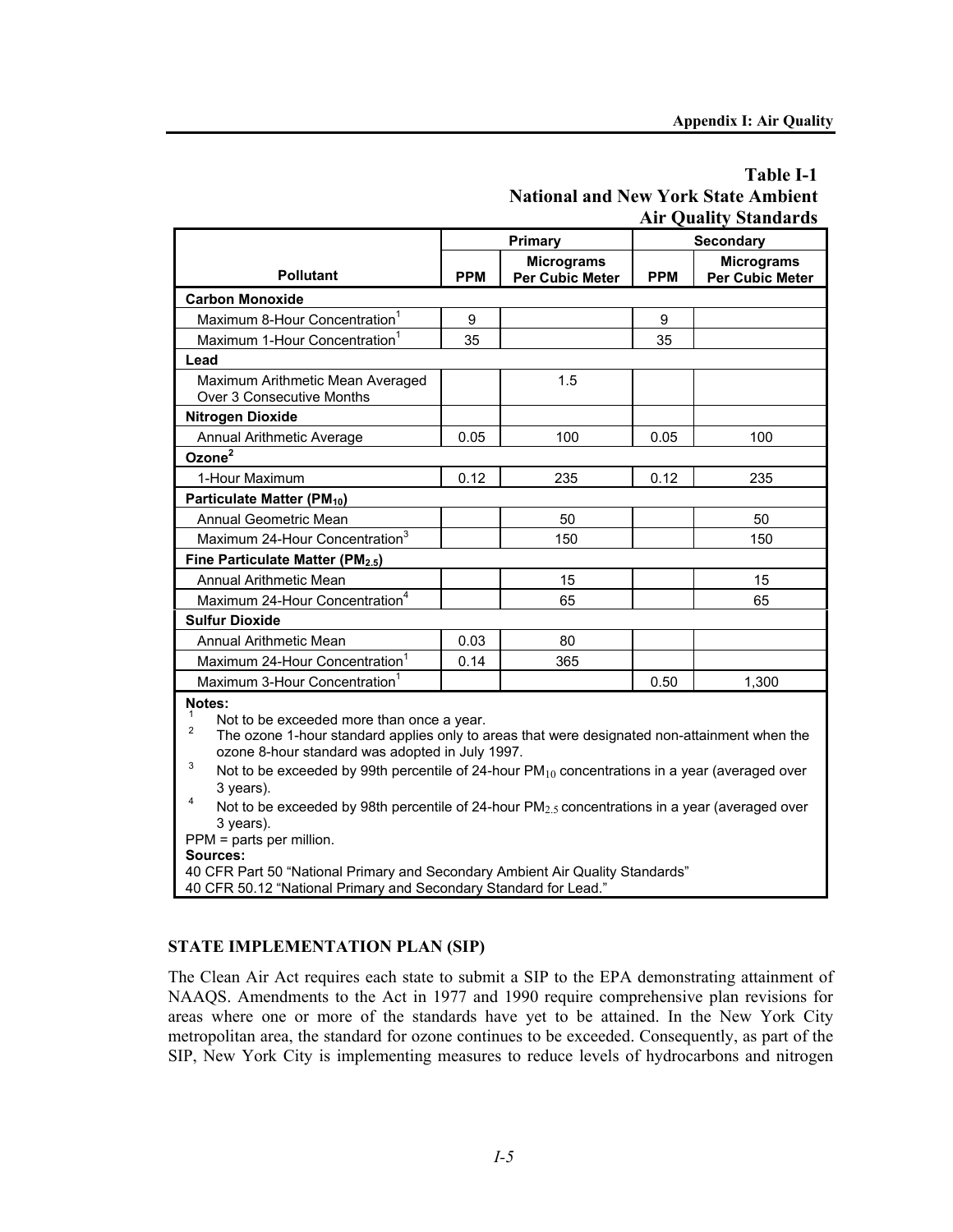**Table I-1**
**National and New York State Ambient Air Quality Standards**

| Pollutant | Primary | | Secondary | |
|---|---|---|---|---|
| | PPM | Micrograms Per Cubic Meter | PPM | Micrograms Per Cubic Meter |
| **Carbon Monoxide** | | | | |
| Maximum 8-Hour Concentration[1] | 9 | | 9 | |
| Maximum 1-Hour Concentration[1] | 35 | | 35 | |
| **Lead** | | | | |
| Maximum Arithmetic Mean Averaged Over 3 Consecutive Months | | 1.5 | | |
| **Nitrogen Dioxide** | | | | |
| Annual Arithmetic Average | 0.05 | 100 | 0.05 | 100 |
| **Ozone[2]** | | | | |
| 1-Hour Maximum | 0.12 | 235 | 0.12 | 235 |
| **Particulate Matter ($PM_{10}$)** | | | | |
| Annual Geometric Mean | | 50 | | 50 |
| Maximum 24-Hour Concentration[3] | | 150 | | 150 |
| **Fine Particulate Matter ($PM_{2.5}$)** | | | | |
| Annual Arithmetic Mean | | 15 | | 15 |
| Maximum 24-Hour Concentration[4] | | 65 | | 65 |
| **Sulfur Dioxide** | | | | |
| Annual Arithmetic Mean | 0.03 | 80 | | |
| Maximum 24-Hour Concentration[1] | 0.14 | 365 | | |
| Maximum 3-Hour Concentration[1] | | | 0.50 | 1,300 |

**Notes:**

[1] Not to be exceeded more than once a year.

[2] The ozone 1-hour standard applies only to areas that were designated non-attainment when the ozone 8-hour standard was adopted in July 1997.

[3] Not to be exceeded by 99th percentile of 24-hour $PM_{10}$ concentrations in a year (averaged over 3 years).

[4] Not to be exceeded by 98th percentile of 24-hour $PM_{2.5}$ concentrations in a year (averaged over 3 years).

PPM = parts per million.

**Sources:**

40 CFR Part 50 "National Primary and Secondary Ambient Air Quality Standards"

40 CFR 50.12 "National Primary and Secondary Standard for Lead."

## STATE IMPLEMENTATION PLAN (SIP)

The Clean Air Act requires each state to submit a SIP to the EPA demonstrating attainment of NAAQS. Amendments to the Act in 1977 and 1990 require comprehensive plan revisions for areas where one or more of the standards have yet to be attained. In the New York City metropolitan area, the standard for ozone continues to be exceeded. Consequently, as part of the SIP, New York City is implementing measures to reduce levels of hydrocarbons and nitrogen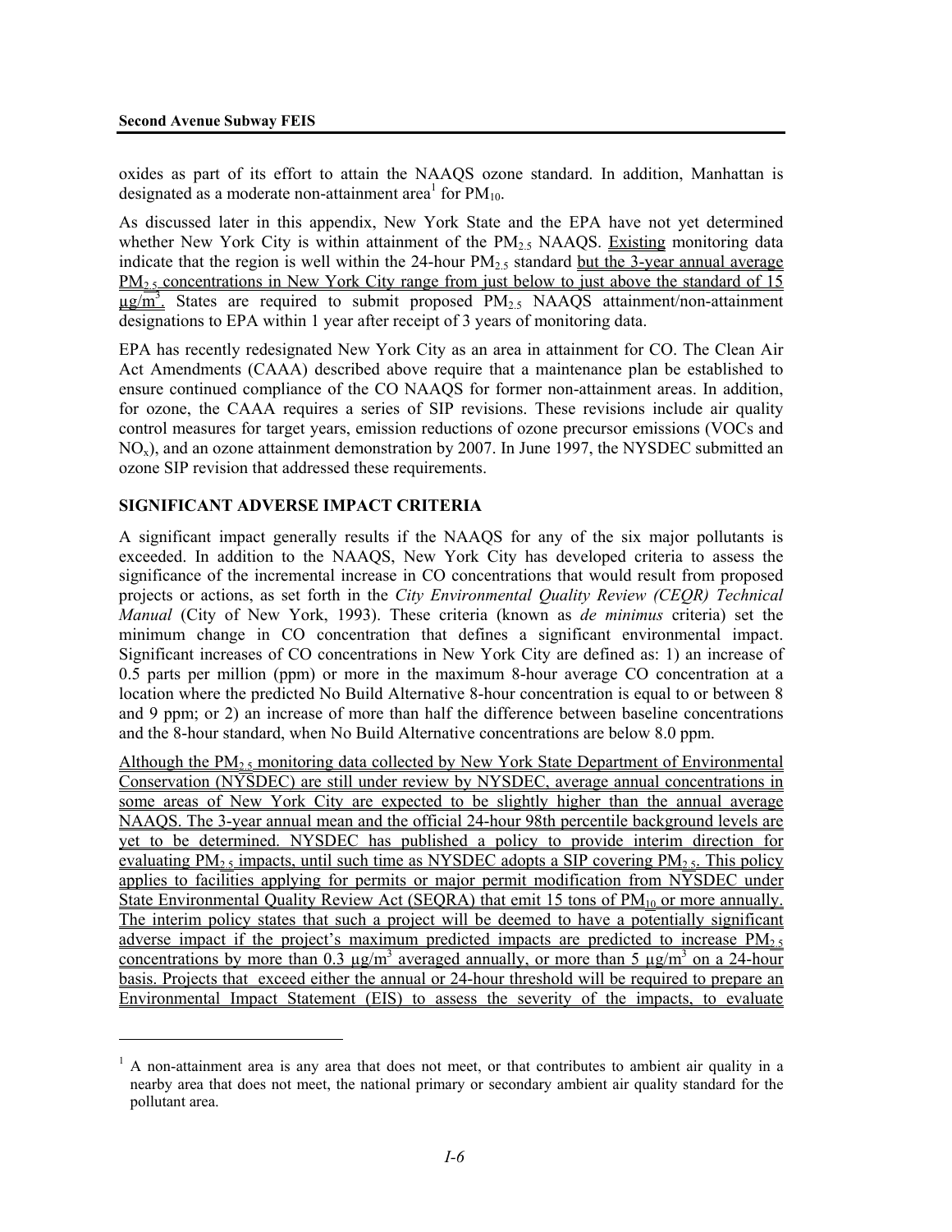oxides as part of its effort to attain the NAAQS ozone standard. In addition, Manhattan is designated as a moderate non-attainment area[1] for $PM_{10}$.

As discussed later in this appendix, New York State and the EPA have not yet determined whether New York City is within attainment of the $PM_{2.5}$ NAAQS. Existing monitoring data indicate that the region is well within the 24-hour $PM_{2.5}$ standard but the 3-year annual average $PM_{2.5}$ concentrations in New York City range from just below to just above the standard of 15 $\mu g/m^3$. States are required to submit proposed $PM_{2.5}$ NAAQS attainment/non-attainment designations to EPA within 1 year after receipt of 3 years of monitoring data.

EPA has recently redesignated New York City as an area in attainment for CO. The Clean Air Act Amendments (CAAA) described above require that a maintenance plan be established to ensure continued compliance of the CO NAAQS for former non-attainment areas. In addition, for ozone, the CAAA requires a series of SIP revisions. These revisions include air quality control measures for target years, emission reductions of ozone precursor emissions (VOCs and $NO_x$), and an ozone attainment demonstration by 2007. In June 1997, the NYSDEC submitted an ozone SIP revision that addressed these requirements.

## SIGNIFICANT ADVERSE IMPACT CRITERIA

A significant impact generally results if the NAAQS for any of the six major pollutants is exceeded. In addition to the NAAQS, New York City has developed criteria to assess the significance of the incremental increase in CO concentrations that would result from proposed projects or actions, as set forth in the *City Environmental Quality Review (CEQR) Technical Manual* (City of New York, 1993). These criteria (known as *de minimus* criteria) set the minimum change in CO concentration that defines a significant environmental impact. Significant increases of CO concentrations in New York City are defined as: 1) an increase of 0.5 parts per million (ppm) or more in the maximum 8-hour average CO concentration at a location where the predicted No Build Alternative 8-hour concentration is equal to or between 8 and 9 ppm; or 2) an increase of more than half the difference between baseline concentrations and the 8-hour standard, when No Build Alternative concentrations are below 8.0 ppm.

Although the $PM_{2.5}$ monitoring data collected by New York State Department of Environmental Conservation (NYSDEC) are still under review by NYSDEC, average annual concentrations in some areas of New York City are expected to be slightly higher than the annual average NAAQS. The 3-year annual mean and the official 24-hour 98th percentile background levels are yet to be determined. NYSDEC has published a policy to provide interim direction for evaluating $PM_{2.5}$ impacts, until such time as NYSDEC adopts a SIP covering $PM_{2.5}$. This policy applies to facilities applying for permits or major permit modification from NYSDEC under State Environmental Quality Review Act (SEQRA) that emit 15 tons of $PM_{10}$ or more annually. The interim policy states that such a project will be deemed to have a potentially significant adverse impact if the project's maximum predicted impacts are predicted to increase $PM_{2.5}$ concentrations by more than 0.3 $\mu g/m^3$ averaged annually, or more than 5 $\mu g/m^3$ on a 24-hour basis. Projects that exceed either the annual or 24-hour threshold will be required to prepare an Environmental Impact Statement (EIS) to assess the severity of the impacts, to evaluate

[1] A non-attainment area is any area that does not meet, or that contributes to ambient air quality in a nearby area that does not meet, the national primary or secondary ambient air quality standard for the pollutant area.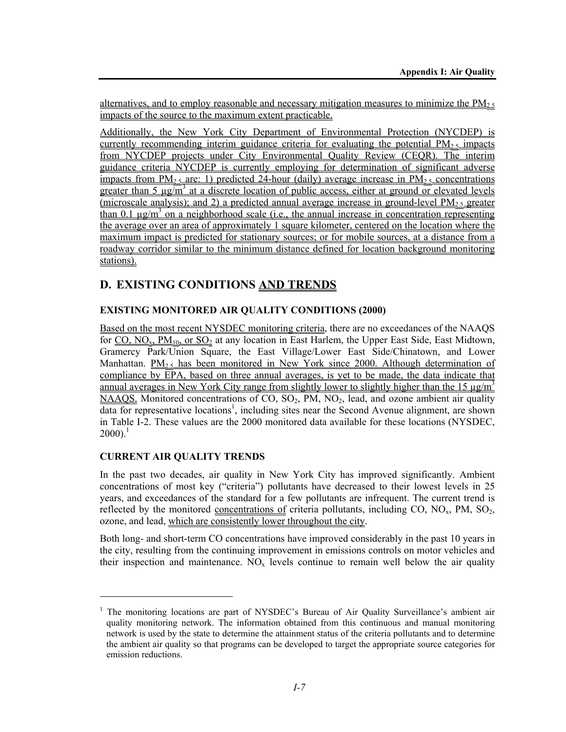alternatives, and to employ reasonable and necessary mitigation measures to minimize the $PM_{2.5}$ impacts of the source to the maximum extent practicable.

Additionally, the New York City Department of Environmental Protection (NYCDEP) is currently recommending interim guidance criteria for evaluating the potential $PM_{2.5}$ impacts from NYCDEP projects under City Environmental Quality Review (CEQR). The interim guidance criteria NYCDEP is currently employing for determination of significant adverse impacts from $PM_{2.5}$ are: 1) predicted 24-hour (daily) average increase in $PM_{2.5}$ concentrations greater than 5 $\mu g/m^3$ at a discrete location of public access, either at ground or elevated levels (microscale analysis); and 2) a predicted annual average increase in ground-level $PM_{2.5}$ greater than 0.1 $\mu g/m^3$ on a neighborhood scale (i.e., the annual increase in concentration representing the average over an area of approximately 1 square kilometer, centered on the location where the maximum impact is predicted for stationary sources; or for mobile sources, at a distance from a roadway corridor similar to the minimum distance defined for location background monitoring stations).

## D. EXISTING CONDITIONS AND TRENDS

### EXISTING MONITORED AIR QUALITY CONDITIONS (2000)

Based on the most recent NYSDEC monitoring criteria, there are no exceedances of the NAAQS for CO, $NO_x$, $PM_{10}$, or $SO_2$ at any location in East Harlem, the Upper East Side, East Midtown, Gramercy Park/Union Square, the East Village/Lower East Side/Chinatown, and Lower Manhattan. $PM_{2.5}$ has been monitored in New York since 2000. Although determination of compliance by EPA, based on three annual averages, is yet to be made, the data indicate that annual averages in New York City range from slightly lower to slightly higher than the 15 $\mu g/m^3$ NAAQS. Monitored concentrations of CO, $SO_2$, PM, $NO_2$, lead, and ozone ambient air quality data for representative locations[1], including sites near the Second Avenue alignment, are shown in Table I-2. These values are the 2000 monitored data available for these locations (NYSDEC, 2000).[1]

### CURRENT AIR QUALITY TRENDS

In the past two decades, air quality in New York City has improved significantly. Ambient concentrations of most key ("criteria") pollutants have decreased to their lowest levels in 25 years, and exceedances of the standard for a few pollutants are infrequent. The current trend is reflected by the monitored concentrations of criteria pollutants, including CO, $NO_x$, PM, $SO_2$, ozone, and lead, which are consistently lower throughout the city.

Both long- and short-term CO concentrations have improved considerably in the past 10 years in the city, resulting from the continuing improvement in emissions controls on motor vehicles and their inspection and maintenance. $NO_x$ levels continue to remain well below the air quality

---

[1] The monitoring locations are part of NYSDEC's Bureau of Air Quality Surveillance's ambient air quality monitoring network. The information obtained from this continuous and manual monitoring network is used by the state to determine the attainment status of the criteria pollutants and to determine the ambient air quality so that programs can be developed to target the appropriate source categories for emission reductions.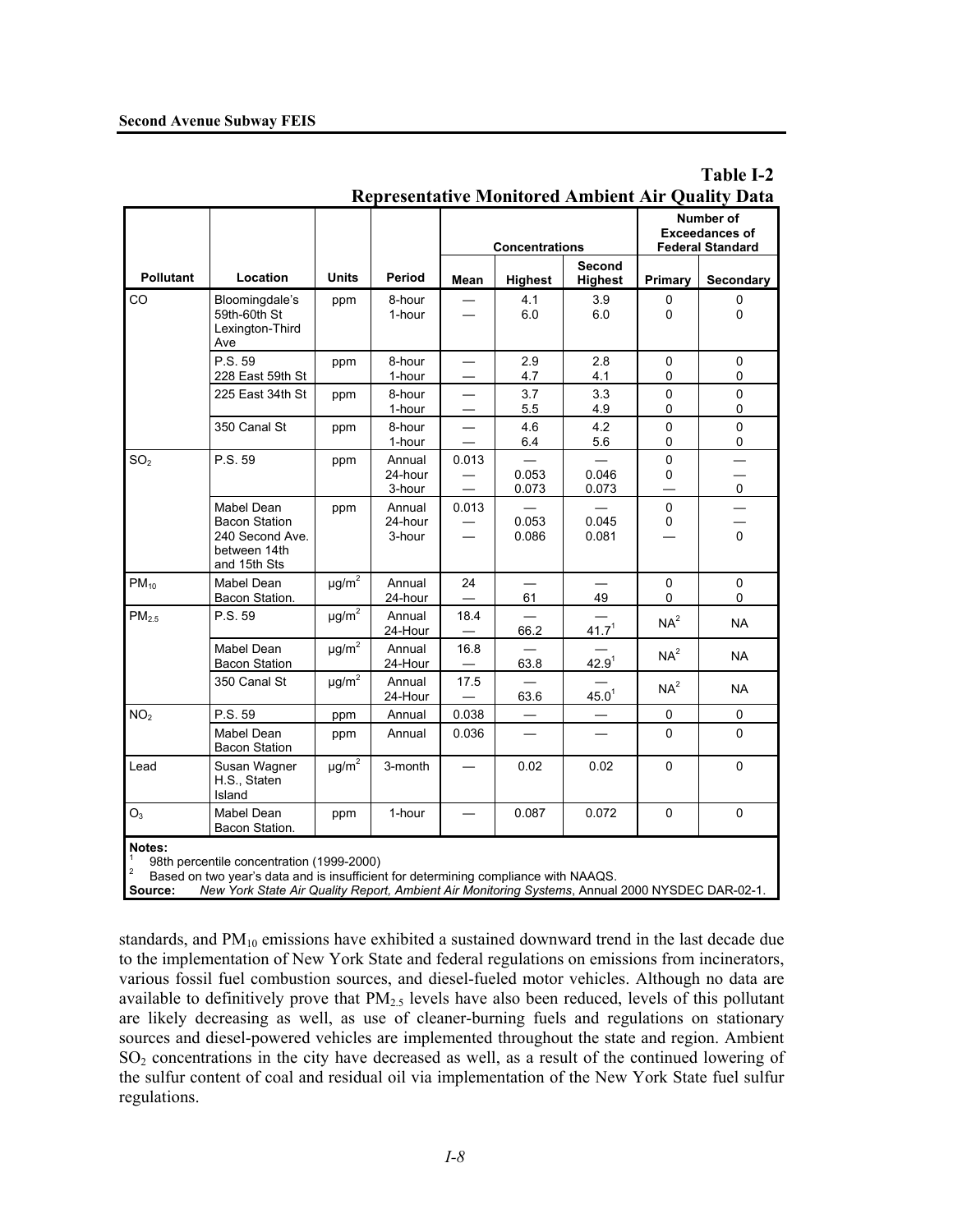**Table I-2**
**Representative Monitored Ambient Air Quality Data**

| Pollutant | Location | Units | Period | Concentrations | | | Number of Exceedances of Federal Standard | |
|---|---|---|---|---|---|---|---|---|
| | | | | Mean | Highest | Second Highest | Primary | Secondary |
| CO | Bloomingdale's 59th-60th St Lexington-Third Ave | ppm | 8-hour<br>1-hour | —<br>— | 4.1<br>6.0 | 3.9<br>6.0 | 0<br>0 | 0<br>0 |
| | P.S. 59 228 East 59th St | ppm | 8-hour<br>1-hour | —<br>— | 2.9<br>4.7 | 2.8<br>4.1 | 0<br>0 | 0<br>0 |
| | 225 East 34th St | ppm | 8-hour<br>1-hour | —<br>— | 3.7<br>5.5 | 3.3<br>4.9 | 0<br>0 | 0<br>0 |
| | 350 Canal St | ppm | 8-hour<br>1-hour | —<br>— | 4.6<br>6.4 | 4.2<br>5.6 | 0<br>0 | 0<br>0 |
| $SO_2$ | P.S. 59 | ppm | Annual<br>24-hour<br>3-hour | 0.013<br>—<br>— | —<br>0.053<br>0.073 | —<br>0.046<br>0.073 | 0<br>0<br>— | —<br>—<br>0 |
| | Mabel Dean Bacon Station 240 Second Ave. between 14th and 15th Sts | ppm | Annual<br>24-hour<br>3-hour | 0.013<br>—<br>— | —<br>0.053<br>0.086 | —<br>0.045<br>0.081 | 0<br>0<br>— | —<br>—<br>0 |
| $PM_{10}$ | Mabel Dean Bacon Station. | $\mu g/m^2$ | Annual<br>24-hour | 24<br>— | —<br>61 | —<br>49 | 0<br>0 | 0<br>0 |
| $PM_{2.5}$ | P.S. 59 | $\mu g/m^2$ | Annual<br>24-Hour | 18.4<br>— | —<br>66.2 | —<br>41.7[1] | NA[2] | NA |
| | Mabel Dean Bacon Station | $\mu g/m^2$ | Annual<br>24-Hour | 16.8<br>— | —<br>63.8 | —<br>42.9[1] | NA[2] | NA |
| | 350 Canal St | $\mu g/m^2$ | Annual<br>24-Hour | 17.5<br>— | —<br>63.6 | —<br>45.0[1] | NA[2] | NA |
| $NO_2$ | P.S. 59 | ppm | Annual | 0.038 | — | — | 0 | 0 |
| | Mabel Dean Bacon Station | ppm | Annual | 0.036 | — | — | 0 | 0 |
| Lead | Susan Wagner H.S., Staten Island | $\mu g/m^2$ | 3-month | — | 0.02 | 0.02 | 0 | 0 |
| $O_3$ | Mabel Dean Bacon Station. | ppm | 1-hour | — | 0.087 | 0.072 | 0 | 0 |

**Notes:**
[1] 98th percentile concentration (1999-2000)
[2] Based on two year's data and is insufficient for determining compliance with NAAQS.
**Source:** *New York State Air Quality Report, Ambient Air Monitoring Systems*, Annual 2000 NYSDEC DAR-02-1.

standards, and $PM_{10}$ emissions have exhibited a sustained downward trend in the last decade due to the implementation of New York State and federal regulations on emissions from incinerators, various fossil fuel combustion sources, and diesel-fueled motor vehicles. Although no data are available to definitively prove that $PM_{2.5}$ levels have also been reduced, levels of this pollutant are likely decreasing as well, as use of cleaner-burning fuels and regulations on stationary sources and diesel-powered vehicles are implemented throughout the state and region. Ambient $SO_2$ concentrations in the city have decreased as well, as a result of the continued lowering of the sulfur content of coal and residual oil via implementation of the New York State fuel sulfur regulations.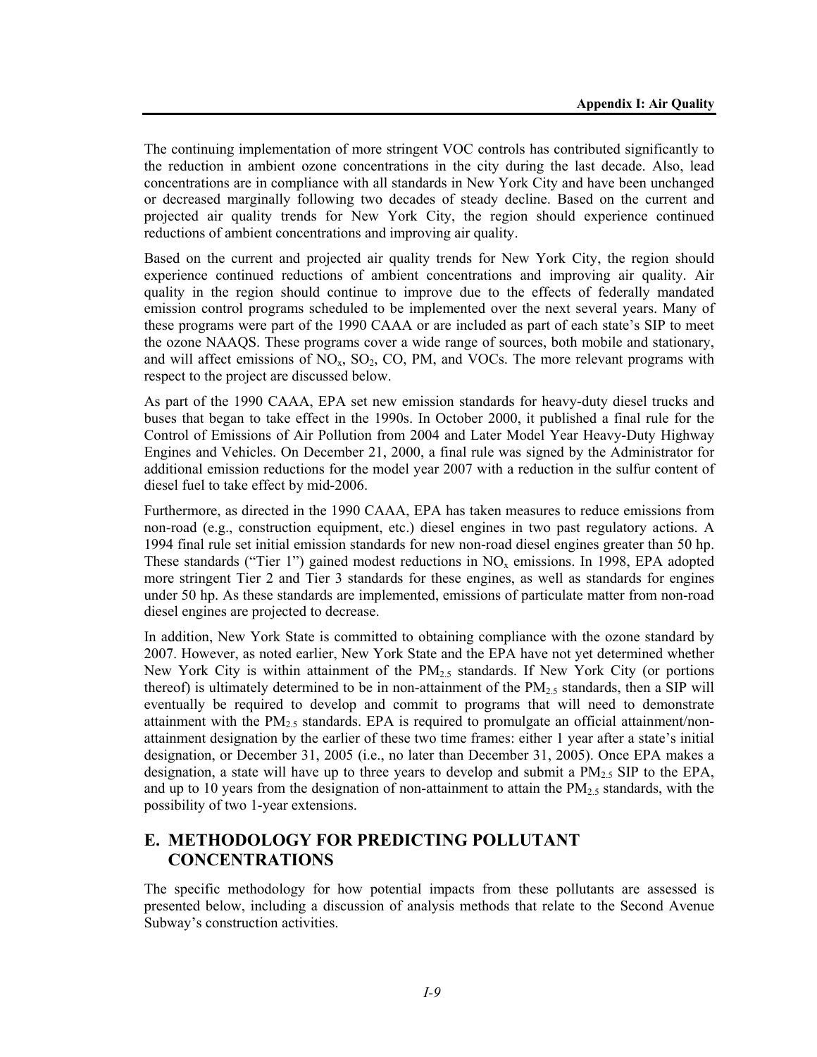The continuing implementation of more stringent VOC controls has contributed significantly to the reduction in ambient ozone concentrations in the city during the last decade. Also, lead concentrations are in compliance with all standards in New York City and have been unchanged or decreased marginally following two decades of steady decline. Based on the current and projected air quality trends for New York City, the region should experience continued reductions of ambient concentrations and improving air quality.

Based on the current and projected air quality trends for New York City, the region should experience continued reductions of ambient concentrations and improving air quality. Air quality in the region should continue to improve due to the effects of federally mandated emission control programs scheduled to be implemented over the next several years. Many of these programs were part of the 1990 CAAA or are included as part of each state's SIP to meet the ozone NAAQS. These programs cover a wide range of sources, both mobile and stationary, and will affect emissions of $NO_x$, $SO_2$, CO, PM, and VOCs. The more relevant programs with respect to the project are discussed below.

As part of the 1990 CAAA, EPA set new emission standards for heavy-duty diesel trucks and buses that began to take effect in the 1990s. In October 2000, it published a final rule for the Control of Emissions of Air Pollution from 2004 and Later Model Year Heavy-Duty Highway Engines and Vehicles. On December 21, 2000, a final rule was signed by the Administrator for additional emission reductions for the model year 2007 with a reduction in the sulfur content of diesel fuel to take effect by mid-2006.

Furthermore, as directed in the 1990 CAAA, EPA has taken measures to reduce emissions from non-road (e.g., construction equipment, etc.) diesel engines in two past regulatory actions. A 1994 final rule set initial emission standards for new non-road diesel engines greater than 50 hp. These standards ("Tier 1") gained modest reductions in $NO_x$ emissions. In 1998, EPA adopted more stringent Tier 2 and Tier 3 standards for these engines, as well as standards for engines under 50 hp. As these standards are implemented, emissions of particulate matter from non-road diesel engines are projected to decrease.

In addition, New York State is committed to obtaining compliance with the ozone standard by 2007. However, as noted earlier, New York State and the EPA have not yet determined whether New York City is within attainment of the $PM_{2.5}$ standards. If New York City (or portions thereof) is ultimately determined to be in non-attainment of the $PM_{2.5}$ standards, then a SIP will eventually be required to develop and commit to programs that will need to demonstrate attainment with the $PM_{2.5}$ standards. EPA is required to promulgate an official attainment/non-attainment designation by the earlier of these two time frames: either 1 year after a state's initial designation, or December 31, 2005 (i.e., no later than December 31, 2005). Once EPA makes a designation, a state will have up to three years to develop and submit a $PM_{2.5}$ SIP to the EPA, and up to 10 years from the designation of non-attainment to attain the $PM_{2.5}$ standards, with the possibility of two 1-year extensions.

## E. METHODOLOGY FOR PREDICTING POLLUTANT CONCENTRATIONS

The specific methodology for how potential impacts from these pollutants are assessed is presented below, including a discussion of analysis methods that relate to the Second Avenue Subway's construction activities.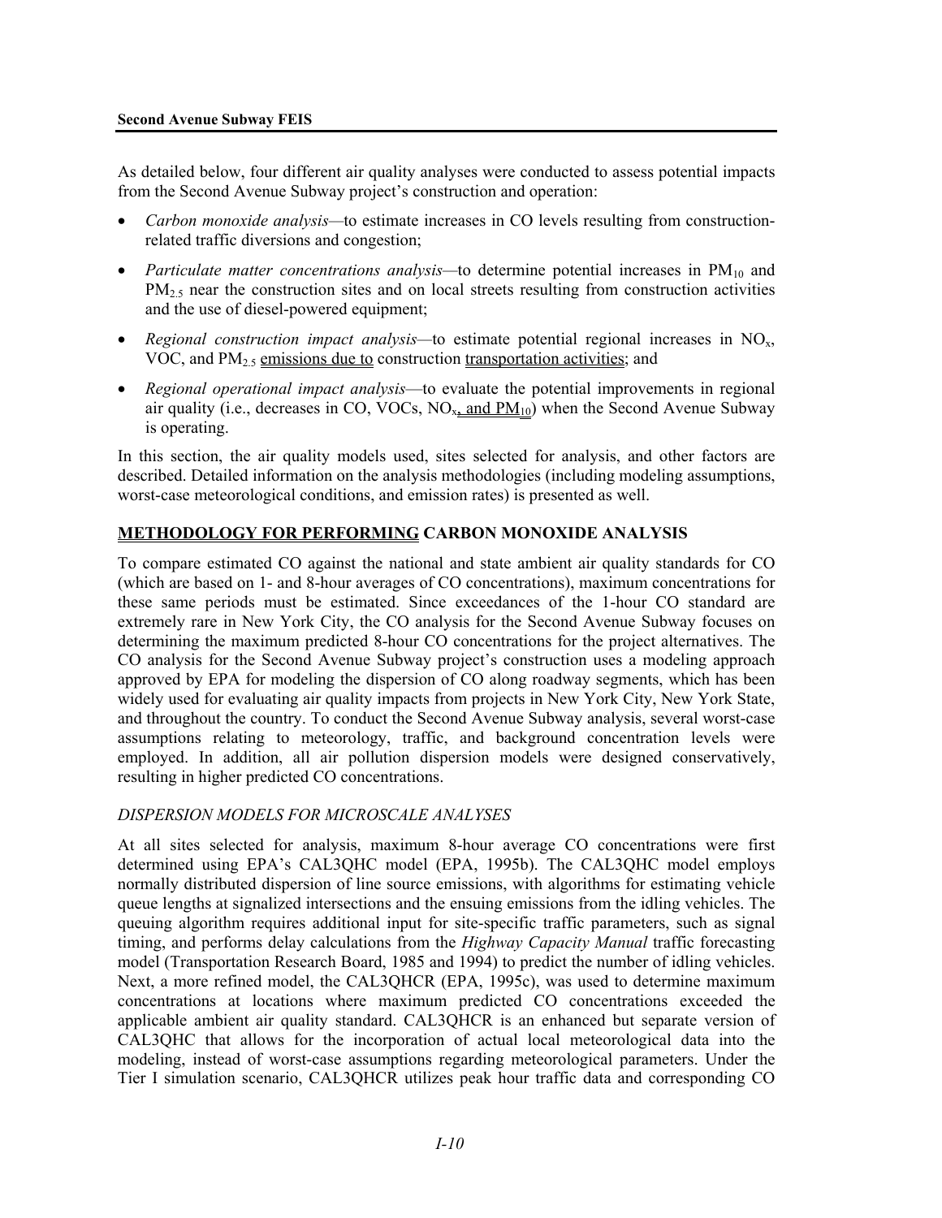As detailed below, four different air quality analyses were conducted to assess potential impacts from the Second Avenue Subway project's construction and operation:

- *Carbon monoxide analysis*—to estimate increases in CO levels resulting from construction-related traffic diversions and congestion;
- *Particulate matter concentrations analysis*—to determine potential increases in $PM_{10}$ and $PM_{2.5}$ near the construction sites and on local streets resulting from construction activities and the use of diesel-powered equipment;
- *Regional construction impact analysis*—to estimate potential regional increases in $NO_x$, VOC, and $PM_{2.5}$ emissions due to construction transportation activities; and
- *Regional operational impact analysis*—to evaluate the potential improvements in regional air quality (i.e., decreases in CO, VOCs, $NO_x$, and $PM_{10}$) when the Second Avenue Subway is operating.

In this section, the air quality models used, sites selected for analysis, and other factors are described. Detailed information on the analysis methodologies (including modeling assumptions, worst-case meteorological conditions, and emission rates) is presented as well.

## METHODOLOGY FOR PERFORMING CARBON MONOXIDE ANALYSIS

To compare estimated CO against the national and state ambient air quality standards for CO (which are based on 1- and 8-hour averages of CO concentrations), maximum concentrations for these same periods must be estimated. Since exceedances of the 1-hour CO standard are extremely rare in New York City, the CO analysis for the Second Avenue Subway focuses on determining the maximum predicted 8-hour CO concentrations for the project alternatives. The CO analysis for the Second Avenue Subway project's construction uses a modeling approach approved by EPA for modeling the dispersion of CO along roadway segments, which has been widely used for evaluating air quality impacts from projects in New York City, New York State, and throughout the country. To conduct the Second Avenue Subway analysis, several worst-case assumptions relating to meteorology, traffic, and background concentration levels were employed. In addition, all air pollution dispersion models were designed conservatively, resulting in higher predicted CO concentrations.

### *DISPERSION MODELS FOR MICROSCALE ANALYSES*

At all sites selected for analysis, maximum 8-hour average CO concentrations were first determined using EPA's CAL3QHC model (EPA, 1995b). The CAL3QHC model employs normally distributed dispersion of line source emissions, with algorithms for estimating vehicle queue lengths at signalized intersections and the ensuing emissions from the idling vehicles. The queuing algorithm requires additional input for site-specific traffic parameters, such as signal timing, and performs delay calculations from the *Highway Capacity Manual* traffic forecasting model (Transportation Research Board, 1985 and 1994) to predict the number of idling vehicles. Next, a more refined model, the CAL3QHCR (EPA, 1995c), was used to determine maximum concentrations at locations where maximum predicted CO concentrations exceeded the applicable ambient air quality standard. CAL3QHCR is an enhanced but separate version of CAL3QHC that allows for the incorporation of actual local meteorological data into the modeling, instead of worst-case assumptions regarding meteorological parameters. Under the Tier I simulation scenario, CAL3QHCR utilizes peak hour traffic data and corresponding CO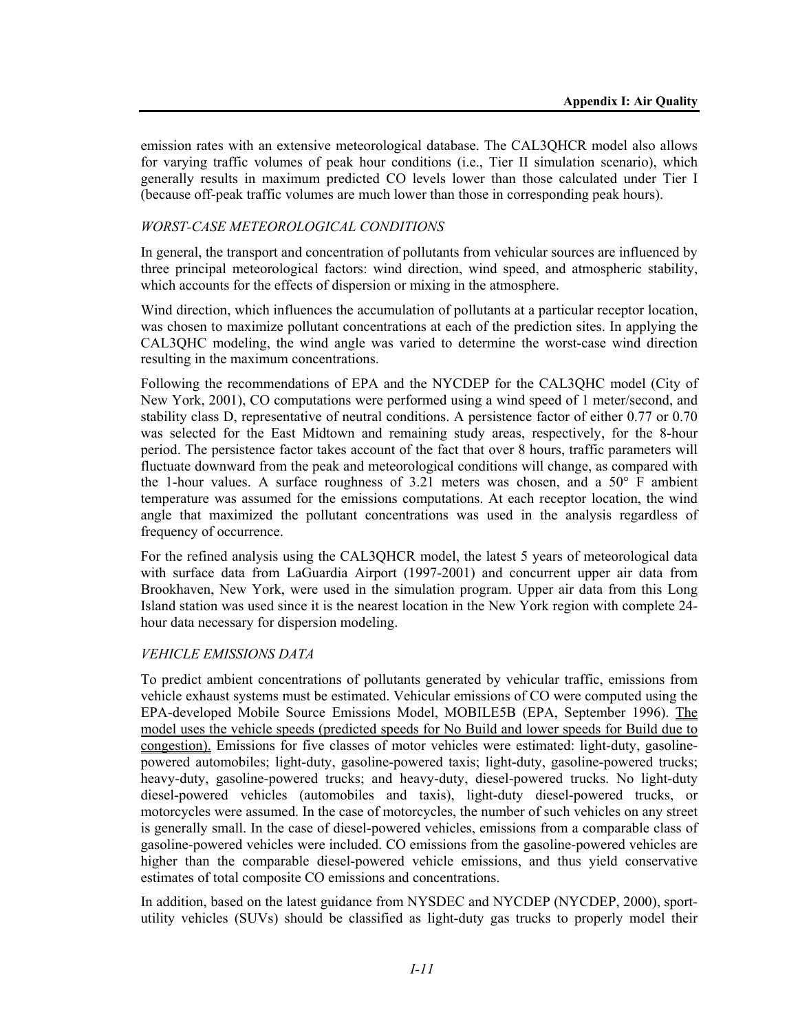emission rates with an extensive meteorological database. The CAL3QHCR model also allows for varying traffic volumes of peak hour conditions (i.e., Tier II simulation scenario), which generally results in maximum predicted CO levels lower than those calculated under Tier I (because off-peak traffic volumes are much lower than those in corresponding peak hours).

*WORST-CASE METEOROLOGICAL CONDITIONS*

In general, the transport and concentration of pollutants from vehicular sources are influenced by three principal meteorological factors: wind direction, wind speed, and atmospheric stability, which accounts for the effects of dispersion or mixing in the atmosphere.

Wind direction, which influences the accumulation of pollutants at a particular receptor location, was chosen to maximize pollutant concentrations at each of the prediction sites. In applying the CAL3QHC modeling, the wind angle was varied to determine the worst-case wind direction resulting in the maximum concentrations.

Following the recommendations of EPA and the NYCDEP for the CAL3QHC model (City of New York, 2001), CO computations were performed using a wind speed of 1 meter/second, and stability class D, representative of neutral conditions. A persistence factor of either 0.77 or 0.70 was selected for the East Midtown and remaining study areas, respectively, for the 8-hour period. The persistence factor takes account of the fact that over 8 hours, traffic parameters will fluctuate downward from the peak and meteorological conditions will change, as compared with the 1-hour values. A surface roughness of 3.21 meters was chosen, and a 50° F ambient temperature was assumed for the emissions computations. At each receptor location, the wind angle that maximized the pollutant concentrations was used in the analysis regardless of frequency of occurrence.

For the refined analysis using the CAL3QHCR model, the latest 5 years of meteorological data with surface data from LaGuardia Airport (1997-2001) and concurrent upper air data from Brookhaven, New York, were used in the simulation program. Upper air data from this Long Island station was used since it is the nearest location in the New York region with complete 24-hour data necessary for dispersion modeling.

*VEHICLE EMISSIONS DATA*

To predict ambient concentrations of pollutants generated by vehicular traffic, emissions from vehicle exhaust systems must be estimated. Vehicular emissions of CO were computed using the EPA-developed Mobile Source Emissions Model, MOBILE5B (EPA, September 1996). The model uses the vehicle speeds (predicted speeds for No Build and lower speeds for Build due to congestion). Emissions for five classes of motor vehicles were estimated: light-duty, gasoline-powered automobiles; light-duty, gasoline-powered taxis; light-duty, gasoline-powered trucks; heavy-duty, gasoline-powered trucks; and heavy-duty, diesel-powered trucks. No light-duty diesel-powered vehicles (automobiles and taxis), light-duty diesel-powered trucks, or motorcycles were assumed. In the case of motorcycles, the number of such vehicles on any street is generally small. In the case of diesel-powered vehicles, emissions from a comparable class of gasoline-powered vehicles were included. CO emissions from the gasoline-powered vehicles are higher than the comparable diesel-powered vehicle emissions, and thus yield conservative estimates of total composite CO emissions and concentrations.

In addition, based on the latest guidance from NYSDEC and NYCDEP (NYCDEP, 2000), sport-utility vehicles (SUVs) should be classified as light-duty gas trucks to properly model their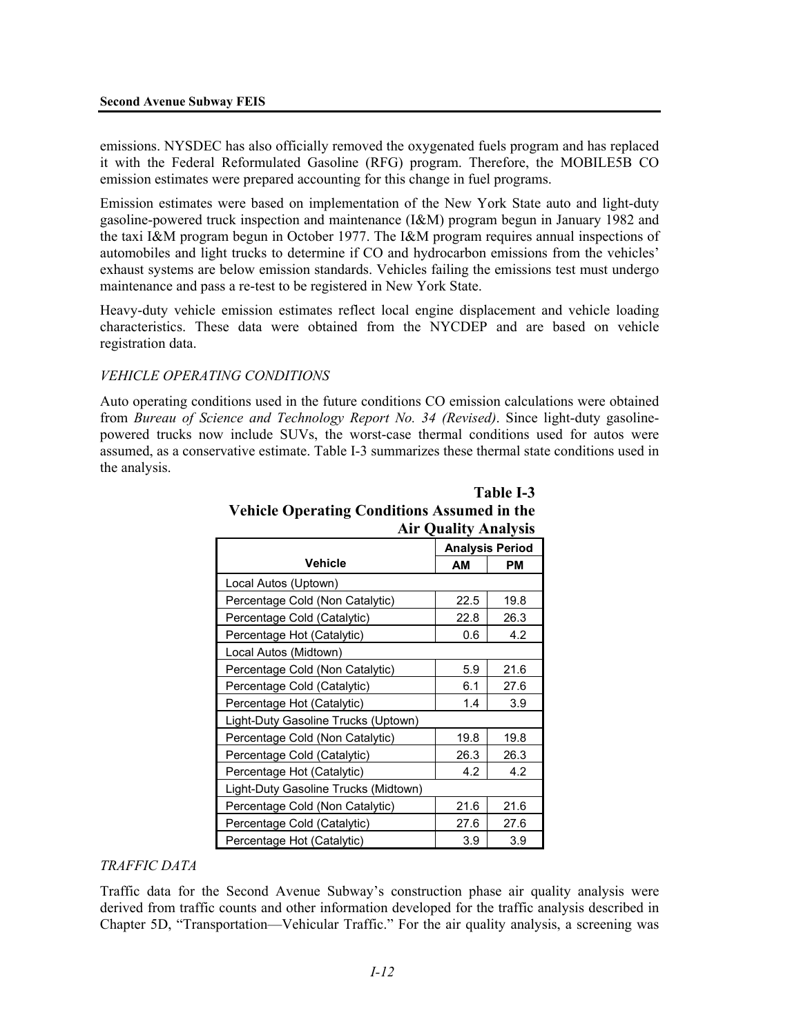emissions. NYSDEC has also officially removed the oxygenated fuels program and has replaced it with the Federal Reformulated Gasoline (RFG) program. Therefore, the MOBILE5B CO emission estimates were prepared accounting for this change in fuel programs.

Emission estimates were based on implementation of the New York State auto and light-duty gasoline-powered truck inspection and maintenance (I&M) program begun in January 1982 and the taxi I&M program begun in October 1977. The I&M program requires annual inspections of automobiles and light trucks to determine if CO and hydrocarbon emissions from the vehicles' exhaust systems are below emission standards. Vehicles failing the emissions test must undergo maintenance and pass a re-test to be registered in New York State.

Heavy-duty vehicle emission estimates reflect local engine displacement and vehicle loading characteristics. These data were obtained from the NYCDEP and are based on vehicle registration data.

*VEHICLE OPERATING CONDITIONS*

Auto operating conditions used in the future conditions CO emission calculations were obtained from *Bureau of Science and Technology Report No. 34 (Revised)*. Since light-duty gasoline-powered trucks now include SUVs, the worst-case thermal conditions used for autos were assumed, as a conservative estimate. Table I-3 summarizes these thermal state conditions used in the analysis.

**Table I-3**
**Vehicle Operating Conditions Assumed in the Air Quality Analysis**

| Vehicle | Analysis Period | |
|---|---|---|
| | AM | PM |
| Local Autos (Uptown) | | |
| Percentage Cold (Non Catalytic) | 22.5 | 19.8 |
| Percentage Cold (Catalytic) | 22.8 | 26.3 |
| Percentage Hot (Catalytic) | 0.6 | 4.2 |
| Local Autos (Midtown) | | |
| Percentage Cold (Non Catalytic) | 5.9 | 21.6 |
| Percentage Cold (Catalytic) | 6.1 | 27.6 |
| Percentage Hot (Catalytic) | 1.4 | 3.9 |
| Light-Duty Gasoline Trucks (Uptown) | | |
| Percentage Cold (Non Catalytic) | 19.8 | 19.8 |
| Percentage Cold (Catalytic) | 26.3 | 26.3 |
| Percentage Hot (Catalytic) | 4.2 | 4.2 |
| Light-Duty Gasoline Trucks (Midtown) | | |
| Percentage Cold (Non Catalytic) | 21.6 | 21.6 |
| Percentage Cold (Catalytic) | 27.6 | 27.6 |
| Percentage Hot (Catalytic) | 3.9 | 3.9 |

*TRAFFIC DATA*

Traffic data for the Second Avenue Subway's construction phase air quality analysis were derived from traffic counts and other information developed for the traffic analysis described in Chapter 5D, "Transportation—Vehicular Traffic." For the air quality analysis, a screening was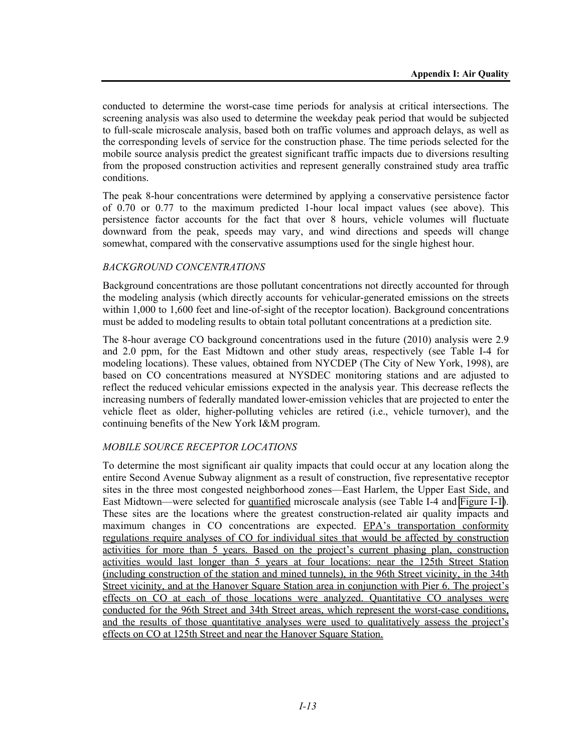conducted to determine the worst-case time periods for analysis at critical intersections. The screening analysis was also used to determine the weekday peak period that would be subjected to full-scale microscale analysis, based both on traffic volumes and approach delays, as well as the corresponding levels of service for the construction phase. The time periods selected for the mobile source analysis predict the greatest significant traffic impacts due to diversions resulting from the proposed construction activities and represent generally constrained study area traffic conditions.

The peak 8-hour concentrations were determined by applying a conservative persistence factor of 0.70 or 0.77 to the maximum predicted 1-hour local impact values (see above). This persistence factor accounts for the fact that over 8 hours, vehicle volumes will fluctuate downward from the peak, speeds may vary, and wind directions and speeds will change somewhat, compared with the conservative assumptions used for the single highest hour.

### *BACKGROUND CONCENTRATIONS*

Background concentrations are those pollutant concentrations not directly accounted for through the modeling analysis (which directly accounts for vehicular-generated emissions on the streets within 1,000 to 1,600 feet and line-of-sight of the receptor location). Background concentrations must be added to modeling results to obtain total pollutant concentrations at a prediction site.

The 8-hour average CO background concentrations used in the future (2010) analysis were 2.9 and 2.0 ppm, for the East Midtown and other study areas, respectively (see Table I-4 for modeling locations). These values, obtained from NYCDEP (The City of New York, 1998), are based on CO concentrations measured at NYSDEC monitoring stations and are adjusted to reflect the reduced vehicular emissions expected in the analysis year. This decrease reflects the increasing numbers of federally mandated lower-emission vehicles that are projected to enter the vehicle fleet as older, higher-polluting vehicles are retired (i.e., vehicle turnover), and the continuing benefits of the New York I&M program.

### *MOBILE SOURCE RECEPTOR LOCATIONS*

To determine the most significant air quality impacts that could occur at any location along the entire Second Avenue Subway alignment as a result of construction, five representative receptor sites in the three most congested neighborhood zones—East Harlem, the Upper East Side, and East Midtown—were selected for quantified microscale analysis (see Table I-4 and Figure I-1). These sites are the locations where the greatest construction-related air quality impacts and maximum changes in CO concentrations are expected. EPA's transportation conformity regulations require analyses of CO for individual sites that would be affected by construction activities for more than 5 years. Based on the project's current phasing plan, construction activities would last longer than 5 years at four locations: near the 125th Street Station (including construction of the station and mined tunnels), in the 96th Street vicinity, in the 34th Street vicinity, and at the Hanover Square Station area in conjunction with Pier 6. The project's effects on CO at each of those locations were analyzed. Quantitative CO analyses were conducted for the 96th Street and 34th Street areas, which represent the worst-case conditions, and the results of those quantitative analyses were used to qualitatively assess the project's effects on CO at 125th Street and near the Hanover Square Station.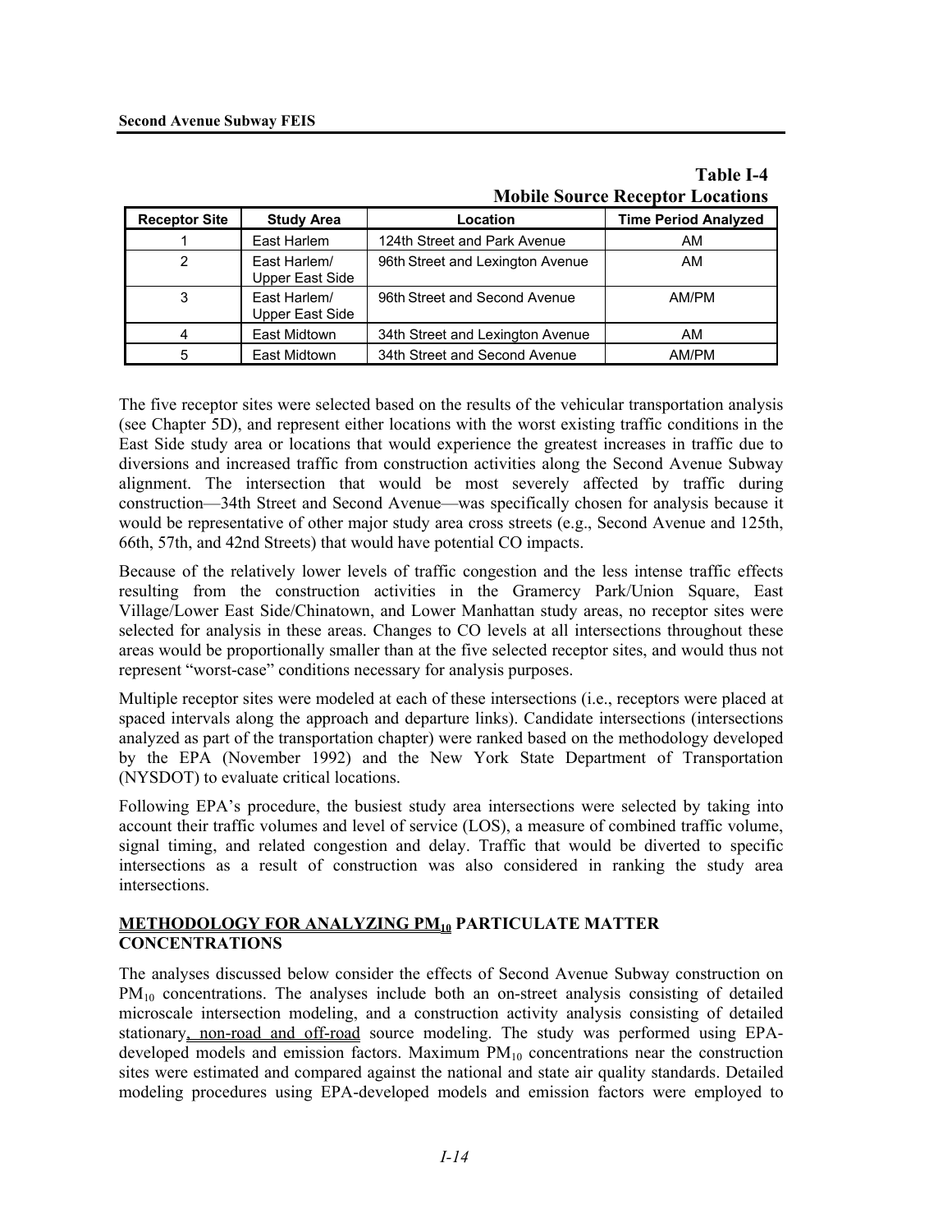**Table I-4**
**Mobile Source Receptor Locations**

| Receptor Site | Study Area | Location | Time Period Analyzed |
|---|---|---|---|
| 1 | East Harlem | 124th Street and Park Avenue | AM |
| 2 | East Harlem/ Upper East Side | 96th Street and Lexington Avenue | AM |
| 3 | East Harlem/ Upper East Side | 96th Street and Second Avenue | AM/PM |
| 4 | East Midtown | 34th Street and Lexington Avenue | AM |
| 5 | East Midtown | 34th Street and Second Avenue | AM/PM |

The five receptor sites were selected based on the results of the vehicular transportation analysis (see Chapter 5D), and represent either locations with the worst existing traffic conditions in the East Side study area or locations that would experience the greatest increases in traffic due to diversions and increased traffic from construction activities along the Second Avenue Subway alignment. The intersection that would be most severely affected by traffic during construction—34th Street and Second Avenue—was specifically chosen for analysis because it would be representative of other major study area cross streets (e.g., Second Avenue and 125th, 66th, 57th, and 42nd Streets) that would have potential CO impacts.

Because of the relatively lower levels of traffic congestion and the less intense traffic effects resulting from the construction activities in the Gramercy Park/Union Square, East Village/Lower East Side/Chinatown, and Lower Manhattan study areas, no receptor sites were selected for analysis in these areas. Changes to CO levels at all intersections throughout these areas would be proportionally smaller than at the five selected receptor sites, and would thus not represent "worst-case" conditions necessary for analysis purposes.

Multiple receptor sites were modeled at each of these intersections (i.e., receptors were placed at spaced intervals along the approach and departure links). Candidate intersections (intersections analyzed as part of the transportation chapter) were ranked based on the methodology developed by the EPA (November 1992) and the New York State Department of Transportation (NYSDOT) to evaluate critical locations.

Following EPA's procedure, the busiest study area intersections were selected by taking into account their traffic volumes and level of service (LOS), a measure of combined traffic volume, signal timing, and related congestion and delay. Traffic that would be diverted to specific intersections as a result of construction was also considered in ranking the study area intersections.

## METHODOLOGY FOR ANALYZING $PM_{10}$ PARTICULATE MATTER CONCENTRATIONS

The analyses discussed below consider the effects of Second Avenue Subway construction on $PM_{10}$ concentrations. The analyses include both an on-street analysis consisting of detailed microscale intersection modeling, and a construction activity analysis consisting of detailed stationary, non-road and off-road source modeling. The study was performed using EPA-developed models and emission factors. Maximum $PM_{10}$ concentrations near the construction sites were estimated and compared against the national and state air quality standards. Detailed modeling procedures using EPA-developed models and emission factors were employed to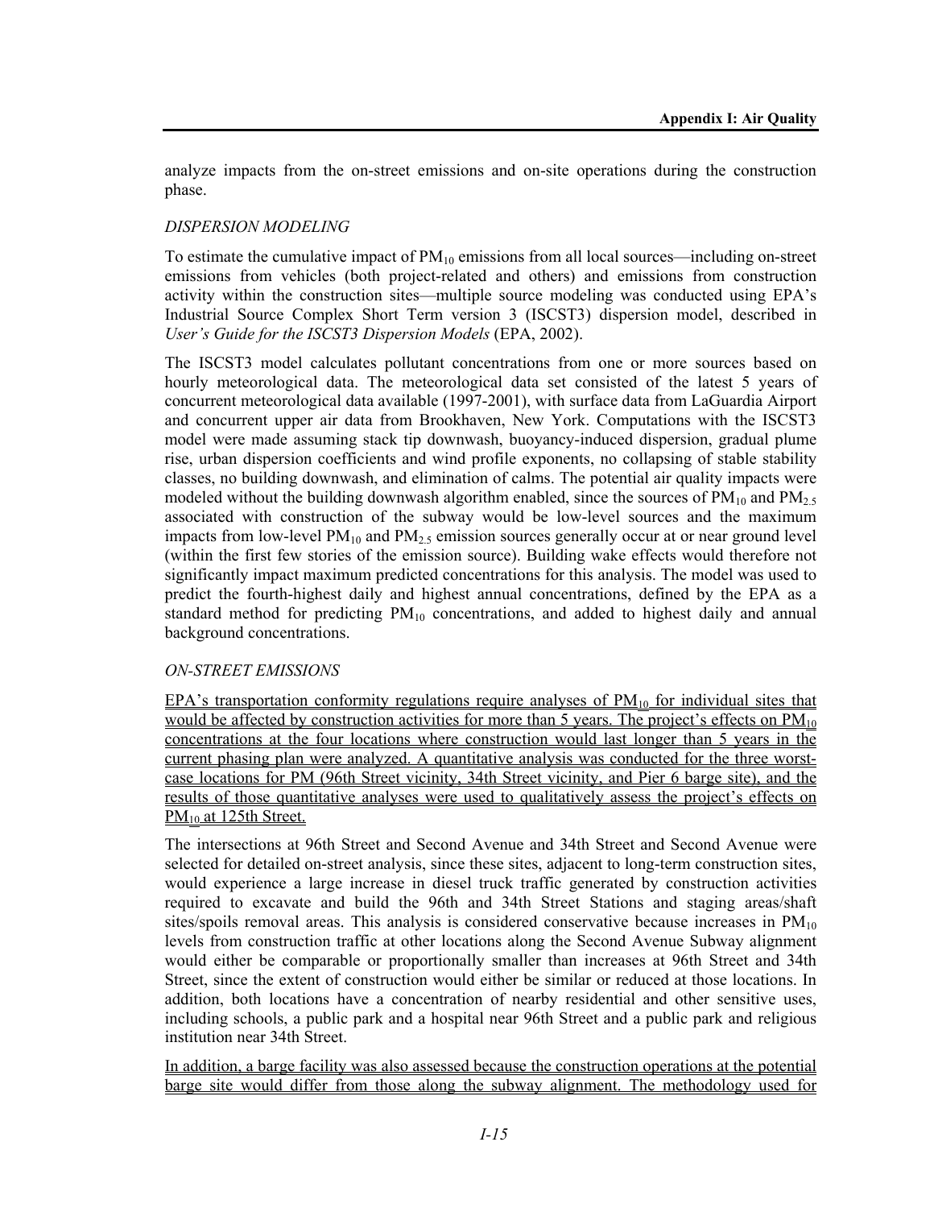analyze impacts from the on-street emissions and on-site operations during the construction phase.

*DISPERSION MODELING*

To estimate the cumulative impact of $PM_{10}$ emissions from all local sources—including on-street emissions from vehicles (both project-related and others) and emissions from construction activity within the construction sites—multiple source modeling was conducted using EPA's Industrial Source Complex Short Term version 3 (ISCST3) dispersion model, described in *User's Guide for the ISCST3 Dispersion Models* (EPA, 2002).

The ISCST3 model calculates pollutant concentrations from one or more sources based on hourly meteorological data. The meteorological data set consisted of the latest 5 years of concurrent meteorological data available (1997-2001), with surface data from LaGuardia Airport and concurrent upper air data from Brookhaven, New York. Computations with the ISCST3 model were made assuming stack tip downwash, buoyancy-induced dispersion, gradual plume rise, urban dispersion coefficients and wind profile exponents, no collapsing of stable stability classes, no building downwash, and elimination of calms. The potential air quality impacts were modeled without the building downwash algorithm enabled, since the sources of $PM_{10}$ and $PM_{2.5}$ associated with construction of the subway would be low-level sources and the maximum impacts from low-level $PM_{10}$ and $PM_{2.5}$ emission sources generally occur at or near ground level (within the first few stories of the emission source). Building wake effects would therefore not significantly impact maximum predicted concentrations for this analysis. The model was used to predict the fourth-highest daily and highest annual concentrations, defined by the EPA as a standard method for predicting $PM_{10}$ concentrations, and added to highest daily and annual background concentrations.

*ON-STREET EMISSIONS*

EPA's transportation conformity regulations require analyses of $PM_{10}$ for individual sites that would be affected by construction activities for more than 5 years. The project's effects on $PM_{10}$ concentrations at the four locations where construction would last longer than 5 years in the current phasing plan were analyzed. A quantitative analysis was conducted for the three worst-case locations for PM (96th Street vicinity, 34th Street vicinity, and Pier 6 barge site), and the results of those quantitative analyses were used to qualitatively assess the project's effects on $PM_{10}$ at 125th Street.

The intersections at 96th Street and Second Avenue and 34th Street and Second Avenue were selected for detailed on-street analysis, since these sites, adjacent to long-term construction sites, would experience a large increase in diesel truck traffic generated by construction activities required to excavate and build the 96th and 34th Street Stations and staging areas/shaft sites/spoils removal areas. This analysis is considered conservative because increases in $PM_{10}$ levels from construction traffic at other locations along the Second Avenue Subway alignment would either be comparable or proportionally smaller than increases at 96th Street and 34th Street, since the extent of construction would either be similar or reduced at those locations. In addition, both locations have a concentration of nearby residential and other sensitive uses, including schools, a public park and a hospital near 96th Street and a public park and religious institution near 34th Street.

In addition, a barge facility was also assessed because the construction operations at the potential barge site would differ from those along the subway alignment. The methodology used for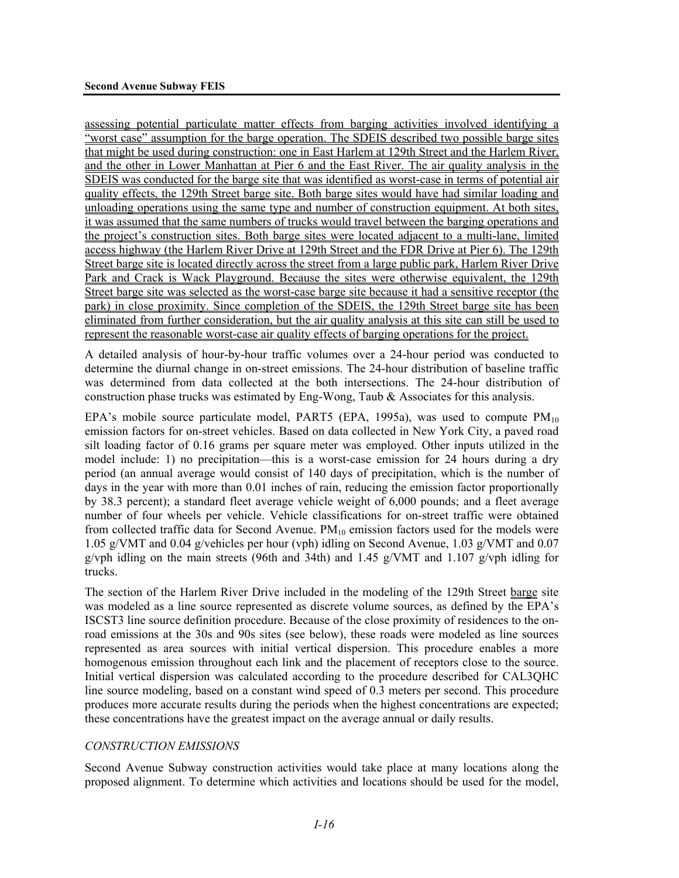assessing potential particulate matter effects from barging activities involved identifying a "worst case" assumption for the barge operation. The SDEIS described two possible barge sites that might be used during construction: one in East Harlem at 129th Street and the Harlem River, and the other in Lower Manhattan at Pier 6 and the East River. The air quality analysis in the SDEIS was conducted for the barge site that was identified as worst-case in terms of potential air quality effects, the 129th Street barge site. Both barge sites would have had similar loading and unloading operations using the same type and number of construction equipment. At both sites, it was assumed that the same numbers of trucks would travel between the barging operations and the project's construction sites. Both barge sites were located adjacent to a multi-lane, limited access highway (the Harlem River Drive at 129th Street and the FDR Drive at Pier 6). The 129th Street barge site is located directly across the street from a large public park, Harlem River Drive Park and Crack is Wack Playground. Because the sites were otherwise equivalent, the 129th Street barge site was selected as the worst-case barge site because it had a sensitive receptor (the park) in close proximity. Since completion of the SDEIS, the 129th Street barge site has been eliminated from further consideration, but the air quality analysis at this site can still be used to represent the reasonable worst-case air quality effects of barging operations for the project.

A detailed analysis of hour-by-hour traffic volumes over a 24-hour period was conducted to determine the diurnal change in on-street emissions. The 24-hour distribution of baseline traffic was determined from data collected at the both intersections. The 24-hour distribution of construction phase trucks was estimated by Eng-Wong, Taub & Associates for this analysis.

EPA's mobile source particulate model, PART5 (EPA, 1995a), was used to compute $PM_{10}$ emission factors for on-street vehicles. Based on data collected in New York City, a paved road silt loading factor of 0.16 grams per square meter was employed. Other inputs utilized in the model include: 1) no precipitation—this is a worst-case emission for 24 hours during a dry period (an annual average would consist of 140 days of precipitation, which is the number of days in the year with more than 0.01 inches of rain, reducing the emission factor proportionally by 38.3 percent); a standard fleet average vehicle weight of 6,000 pounds; and a fleet average number of four wheels per vehicle. Vehicle classifications for on-street traffic were obtained from collected traffic data for Second Avenue. $PM_{10}$ emission factors used for the models were 1.05 g/VMT and 0.04 g/vehicles per hour (vph) idling on Second Avenue, 1.03 g/VMT and 0.07 g/vph idling on the main streets (96th and 34th) and 1.45 g/VMT and 1.107 g/vph idling for trucks.

The section of the Harlem River Drive included in the modeling of the 129th Street barge site was modeled as a line source represented as discrete volume sources, as defined by the EPA's ISCST3 line source definition procedure. Because of the close proximity of residences to the on-road emissions at the 30s and 90s sites (see below), these roads were modeled as line sources represented as area sources with initial vertical dispersion. This procedure enables a more homogenous emission throughout each link and the placement of receptors close to the source. Initial vertical dispersion was calculated according to the procedure described for CAL3QHC line source modeling, based on a constant wind speed of 0.3 meters per second. This procedure produces more accurate results during the periods when the highest concentrations are expected; these concentrations have the greatest impact on the average annual or daily results.

### *CONSTRUCTION EMISSIONS*

Second Avenue Subway construction activities would take place at many locations along the proposed alignment. To determine which activities and locations should be used for the model,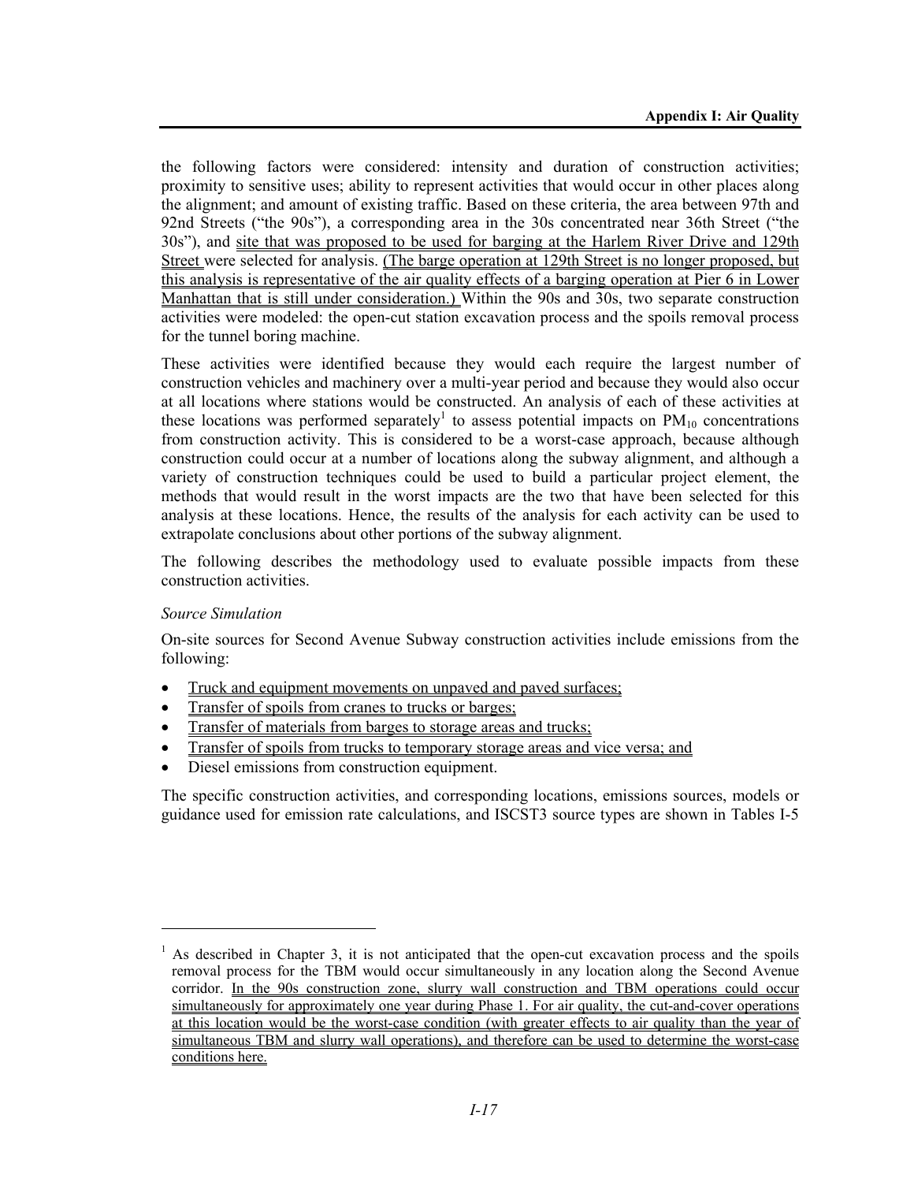the following factors were considered: intensity and duration of construction activities; proximity to sensitive uses; ability to represent activities that would occur in other places along the alignment; and amount of existing traffic. Based on these criteria, the area between 97th and 92nd Streets ("the 90s"), a corresponding area in the 30s concentrated near 36th Street ("the 30s"), and site that was proposed to be used for barging at the Harlem River Drive and 129th Street were selected for analysis. (The barge operation at 129th Street is no longer proposed, but this analysis is representative of the air quality effects of a barging operation at Pier 6 in Lower Manhattan that is still under consideration.) Within the 90s and 30s, two separate construction activities were modeled: the open-cut station excavation process and the spoils removal process for the tunnel boring machine.

These activities were identified because they would each require the largest number of construction vehicles and machinery over a multi-year period and because they would also occur at all locations where stations would be constructed. An analysis of each of these activities at these locations was performed separately[1] to assess potential impacts on $PM_{10}$ concentrations from construction activity. This is considered to be a worst-case approach, because although construction could occur at a number of locations along the subway alignment, and although a variety of construction techniques could be used to build a particular project element, the methods that would result in the worst impacts are the two that have been selected for this analysis at these locations. Hence, the results of the analysis for each activity can be used to extrapolate conclusions about other portions of the subway alignment.

The following describes the methodology used to evaluate possible impacts from these construction activities.

*Source Simulation*

On-site sources for Second Avenue Subway construction activities include emissions from the following:

- Truck and equipment movements on unpaved and paved surfaces;
- Transfer of spoils from cranes to trucks or barges;
- Transfer of materials from barges to storage areas and trucks;
- Transfer of spoils from trucks to temporary storage areas and vice versa; and
- Diesel emissions from construction equipment.

The specific construction activities, and corresponding locations, emissions sources, models or guidance used for emission rate calculations, and ISCST3 source types are shown in Tables I-5

---

[1] As described in Chapter 3, it is not anticipated that the open-cut excavation process and the spoils removal process for the TBM would occur simultaneously in any location along the Second Avenue corridor. In the 90s construction zone, slurry wall construction and TBM operations could occur simultaneously for approximately one year during Phase 1. For air quality, the cut-and-cover operations at this location would be the worst-case condition (with greater effects to air quality than the year of simultaneous TBM and slurry wall operations), and therefore can be used to determine the worst-case conditions here.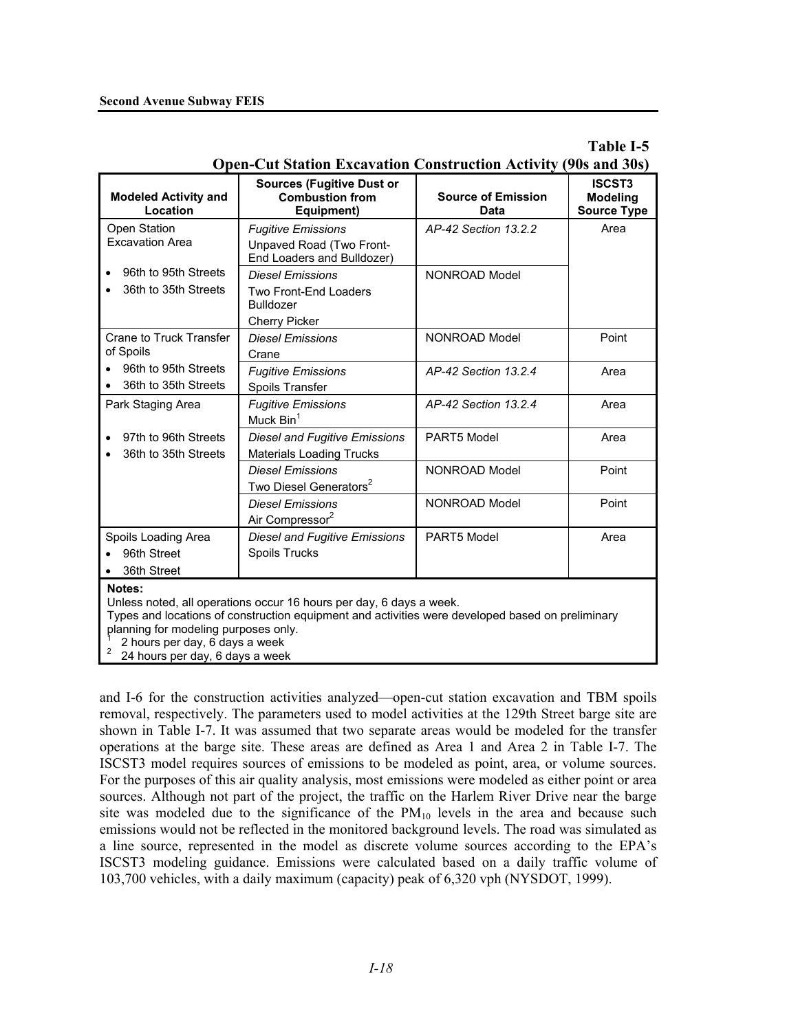**Table I-5**
**Open-Cut Station Excavation Construction Activity (90s and 30s)**

| Modeled Activity and Location | Sources (Fugitive Dust or Combustion from Equipment) | Source of Emission Data | ISCST3 Modeling Source Type |
|---|---|---|---|
| Open Station Excavation Area<br>• 96th to 95th Streets<br>• 36th to 35th Streets | *Fugitive Emissions*<br>Unpaved Road (Two Front-End Loaders and Bulldozer) | *AP-42 Section 13.2.2* | Area |
| | *Diesel Emissions*<br>Two Front-End Loaders<br>Bulldozer<br>Cherry Picker | NONROAD Model | |
| Crane to Truck Transfer of Spoils<br>• 96th to 95th Streets<br>• 36th to 35th Streets | *Diesel Emissions*<br>Crane | NONROAD Model | Point |
| | *Fugitive Emissions*<br>Spoils Transfer | *AP-42 Section 13.2.4* | Area |
| Park Staging Area<br>• 97th to 96th Streets<br>• 36th to 35th Streets | *Fugitive Emissions*<br>Muck Bin[1] | *AP-42 Section 13.2.4* | Area |
| | *Diesel and Fugitive Emissions*<br>Materials Loading Trucks | PART5 Model | Area |
| | *Diesel Emissions*<br>Two Diesel Generators[2] | NONROAD Model | Point |
| | *Diesel Emissions*<br>Air Compressor[2] | NONROAD Model | Point |
| Spoils Loading Area<br>• 96th Street<br>• 36th Street | *Diesel and Fugitive Emissions*<br>Spoils Trucks | PART5 Model | Area |

**Notes:**
Unless noted, all operations occur 16 hours per day, 6 days a week.
Types and locations of construction equipment and activities were developed based on preliminary planning for modeling purposes only.
[1] 2 hours per day, 6 days a week
[2] 24 hours per day, 6 days a week

and I-6 for the construction activities analyzed—open-cut station excavation and TBM spoils removal, respectively. The parameters used to model activities at the 129th Street barge site are shown in Table I-7. It was assumed that two separate areas would be modeled for the transfer operations at the barge site. These areas are defined as Area 1 and Area 2 in Table I-7. The ISCST3 model requires sources of emissions to be modeled as point, area, or volume sources. For the purposes of this air quality analysis, most emissions were modeled as either point or area sources. Although not part of the project, the traffic on the Harlem River Drive near the barge site was modeled due to the significance of the $PM_{10}$ levels in the area and because such emissions would not be reflected in the monitored background levels. The road was simulated as a line source, represented in the model as discrete volume sources according to the EPA's ISCST3 modeling guidance. Emissions were calculated based on a daily traffic volume of 103,700 vehicles, with a daily maximum (capacity) peak of 6,320 vph (NYSDOT, 1999).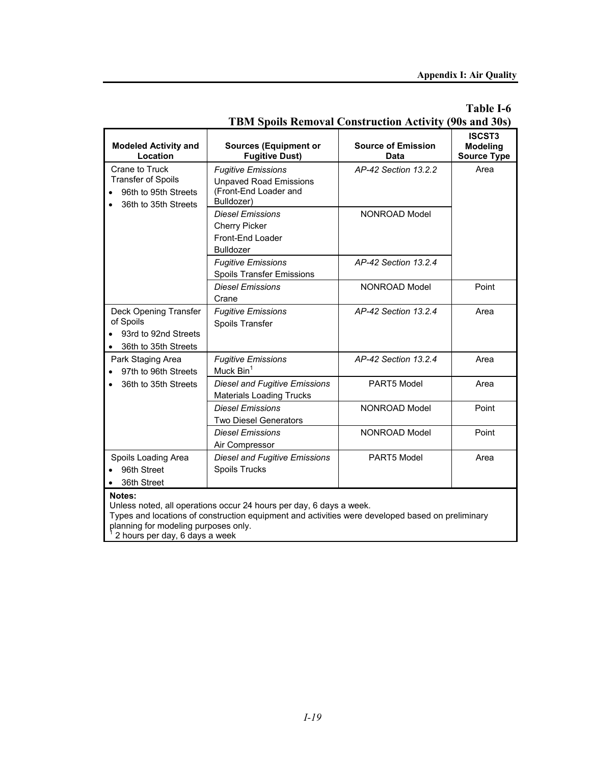**Table I-6**
**TBM Spoils Removal Construction Activity (90s and 30s)**

| Modeled Activity and Location | Sources (Equipment or Fugitive Dust) | Source of Emission Data | ISCST3 Modeling Source Type |
|---|---|---|---|
| Crane to Truck Transfer of Spoils<br>• 96th to 95th Streets<br>• 36th to 35th Streets | *Fugitive Emissions*<br>Unpaved Road Emissions (Front-End Loader and Bulldozer) | *AP-42 Section 13.2.2* | Area |
| | *Diesel Emissions*<br>Cherry Picker<br>Front-End Loader<br>Bulldozer | NONROAD Model | |
| | *Fugitive Emissions*<br>Spoils Transfer Emissions | *AP-42 Section 13.2.4* | |
| | *Diesel Emissions*<br>Crane | NONROAD Model | Point |
| Deck Opening Transfer of Spoils<br>• 93rd to 92nd Streets<br>• 36th to 35th Streets | *Fugitive Emissions*<br>Spoils Transfer | *AP-42 Section 13.2.4* | Area |
| Park Staging Area<br>• 97th to 96th Streets<br>• 36th to 35th Streets | *Fugitive Emissions*<br>Muck Bin[1] | *AP-42 Section 13.2.4* | Area |
| | *Diesel and Fugitive Emissions*<br>Materials Loading Trucks | PART5 Model | Area |
| | *Diesel Emissions*<br>Two Diesel Generators | NONROAD Model | Point |
| | *Diesel Emissions*<br>Air Compressor | NONROAD Model | Point |
| Spoils Loading Area<br>• 96th Street<br>• 36th Street | *Diesel and Fugitive Emissions*<br>Spoils Trucks | PART5 Model | Area |

**Notes:**
Unless noted, all operations occur 24 hours per day, 6 days a week.
Types and locations of construction equipment and activities were developed based on preliminary planning for modeling purposes only.
[1] 2 hours per day, 6 days a week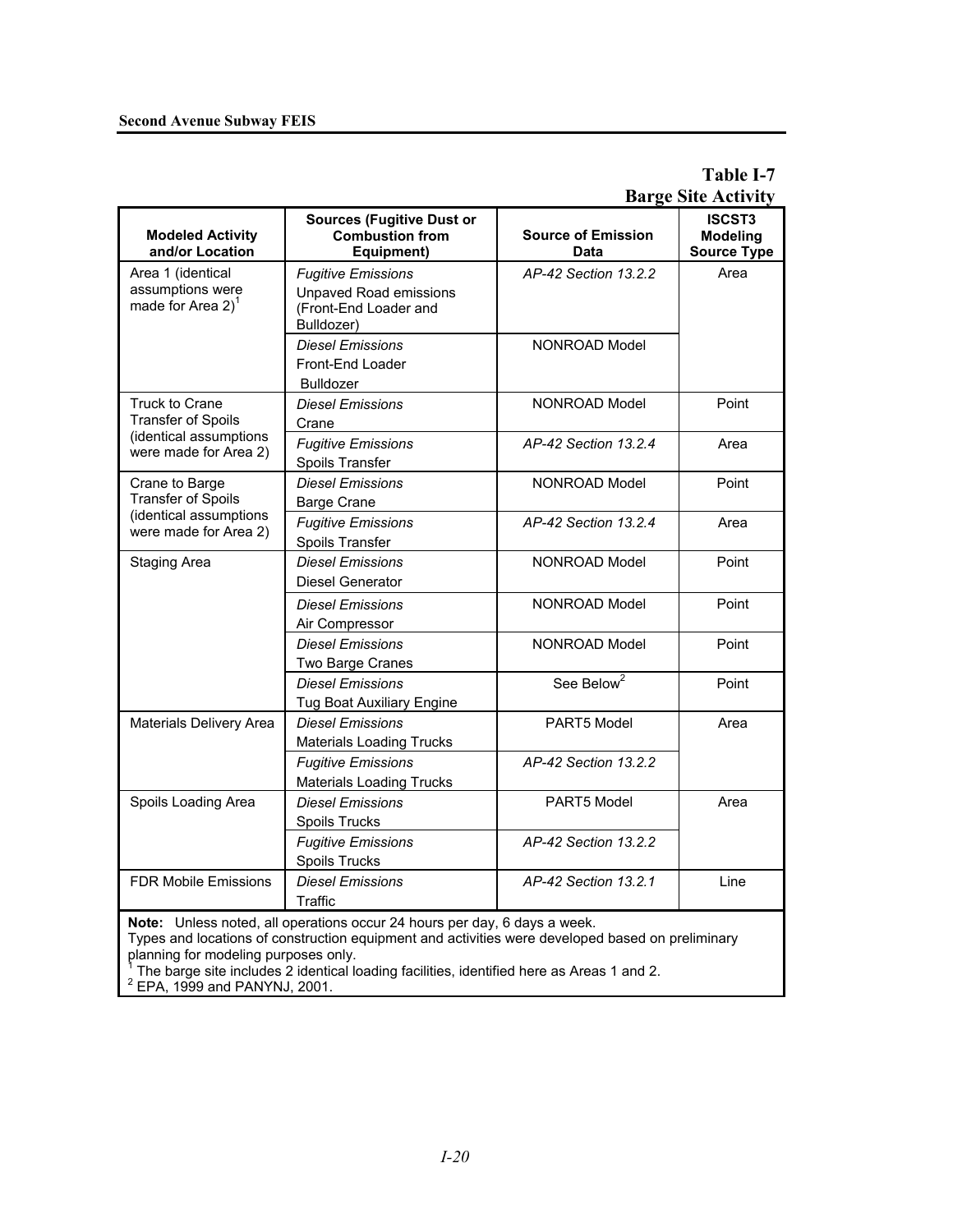## Table I-7
## Barge Site Activity

| Modeled Activity and/or Location | Sources (Fugitive Dust or Combustion from Equipment) | Source of Emission Data | ISCST3 Modeling Source Type |
|---|---|---|---|
| Area 1 (identical assumptions were made for Area 2)[1] | *Fugitive Emissions* Unpaved Road emissions (Front-End Loader and Bulldozer) | *AP-42 Section 13.2.2* | Area |
| | *Diesel Emissions* Front-End Loader Bulldozer | NONROAD Model | |
| Truck to Crane Transfer of Spoils (identical assumptions were made for Area 2) | *Diesel Emissions* Crane | NONROAD Model | Point |
| | *Fugitive Emissions* Spoils Transfer | *AP-42 Section 13.2.4* | Area |
| Crane to Barge Transfer of Spoils (identical assumptions were made for Area 2) | *Diesel Emissions* Barge Crane | NONROAD Model | Point |
| | *Fugitive Emissions* Spoils Transfer | *AP-42 Section 13.2.4* | Area |
| Staging Area | *Diesel Emissions* Diesel Generator | NONROAD Model | Point |
| | *Diesel Emissions* Air Compressor | NONROAD Model | Point |
| | *Diesel Emissions* Two Barge Cranes | NONROAD Model | Point |
| | *Diesel Emissions* Tug Boat Auxiliary Engine | See Below[2] | Point |
| Materials Delivery Area | *Diesel Emissions* Materials Loading Trucks | PART5 Model | Area |
| | *Fugitive Emissions* Materials Loading Trucks | *AP-42 Section 13.2.2* | |
| Spoils Loading Area | *Diesel Emissions* Spoils Trucks | PART5 Model | Area |
| | *Fugitive Emissions* Spoils Trucks | *AP-42 Section 13.2.2* | |
| FDR Mobile Emissions | *Diesel Emissions* Traffic | *AP-42 Section 13.2.1* | Line |

**Note:** Unless noted, all operations occur 24 hours per day, 6 days a week.
Types and locations of construction equipment and activities were developed based on preliminary planning for modeling purposes only.
[1] The barge site includes 2 identical loading facilities, identified here as Areas 1 and 2.
[2] EPA, 1999 and PANYNJ, 2001.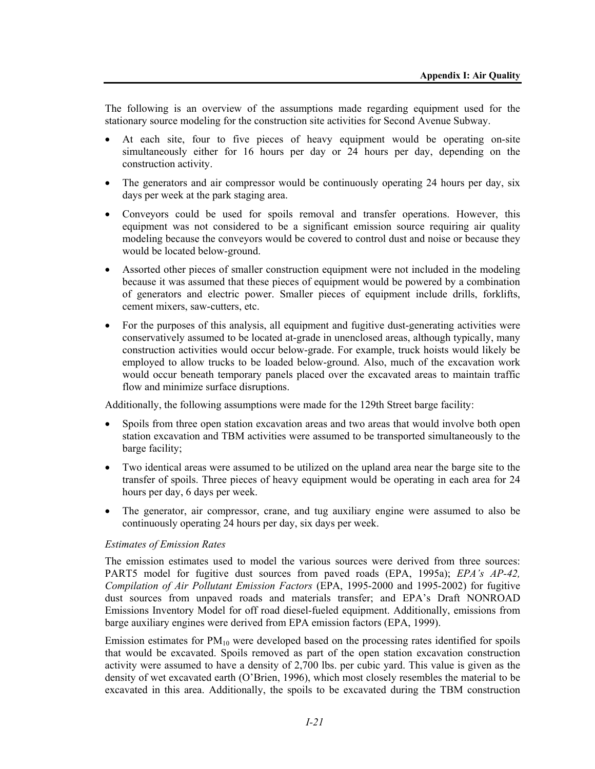The following is an overview of the assumptions made regarding equipment used for the stationary source modeling for the construction site activities for Second Avenue Subway.

- At each site, four to five pieces of heavy equipment would be operating on-site simultaneously either for 16 hours per day or 24 hours per day, depending on the construction activity.
- The generators and air compressor would be continuously operating 24 hours per day, six days per week at the park staging area.
- Conveyors could be used for spoils removal and transfer operations. However, this equipment was not considered to be a significant emission source requiring air quality modeling because the conveyors would be covered to control dust and noise or because they would be located below-ground.
- Assorted other pieces of smaller construction equipment were not included in the modeling because it was assumed that these pieces of equipment would be powered by a combination of generators and electric power. Smaller pieces of equipment include drills, forklifts, cement mixers, saw-cutters, etc.
- For the purposes of this analysis, all equipment and fugitive dust-generating activities were conservatively assumed to be located at-grade in unenclosed areas, although typically, many construction activities would occur below-grade. For example, truck hoists would likely be employed to allow trucks to be loaded below-ground. Also, much of the excavation work would occur beneath temporary panels placed over the excavated areas to maintain traffic flow and minimize surface disruptions.

Additionally, the following assumptions were made for the 129th Street barge facility:

- Spoils from three open station excavation areas and two areas that would involve both open station excavation and TBM activities were assumed to be transported simultaneously to the barge facility;
- Two identical areas were assumed to be utilized on the upland area near the barge site to the transfer of spoils. Three pieces of heavy equipment would be operating in each area for 24 hours per day, 6 days per week.
- The generator, air compressor, crane, and tug auxiliary engine were assumed to also be continuously operating 24 hours per day, six days per week.

*Estimates of Emission Rates*

The emission estimates used to model the various sources were derived from three sources: PART5 model for fugitive dust sources from paved roads (EPA, 1995a); *EPA's AP-42, Compilation of Air Pollutant Emission Factors* (EPA, 1995-2000 and 1995-2002) for fugitive dust sources from unpaved roads and materials transfer; and EPA's Draft NONROAD Emissions Inventory Model for off road diesel-fueled equipment. Additionally, emissions from barge auxiliary engines were derived from EPA emission factors (EPA, 1999).

Emission estimates for $PM_{10}$ were developed based on the processing rates identified for spoils that would be excavated. Spoils removed as part of the open station excavation construction activity were assumed to have a density of 2,700 lbs. per cubic yard. This value is given as the density of wet excavated earth (O'Brien, 1996), which most closely resembles the material to be excavated in this area. Additionally, the spoils to be excavated during the TBM construction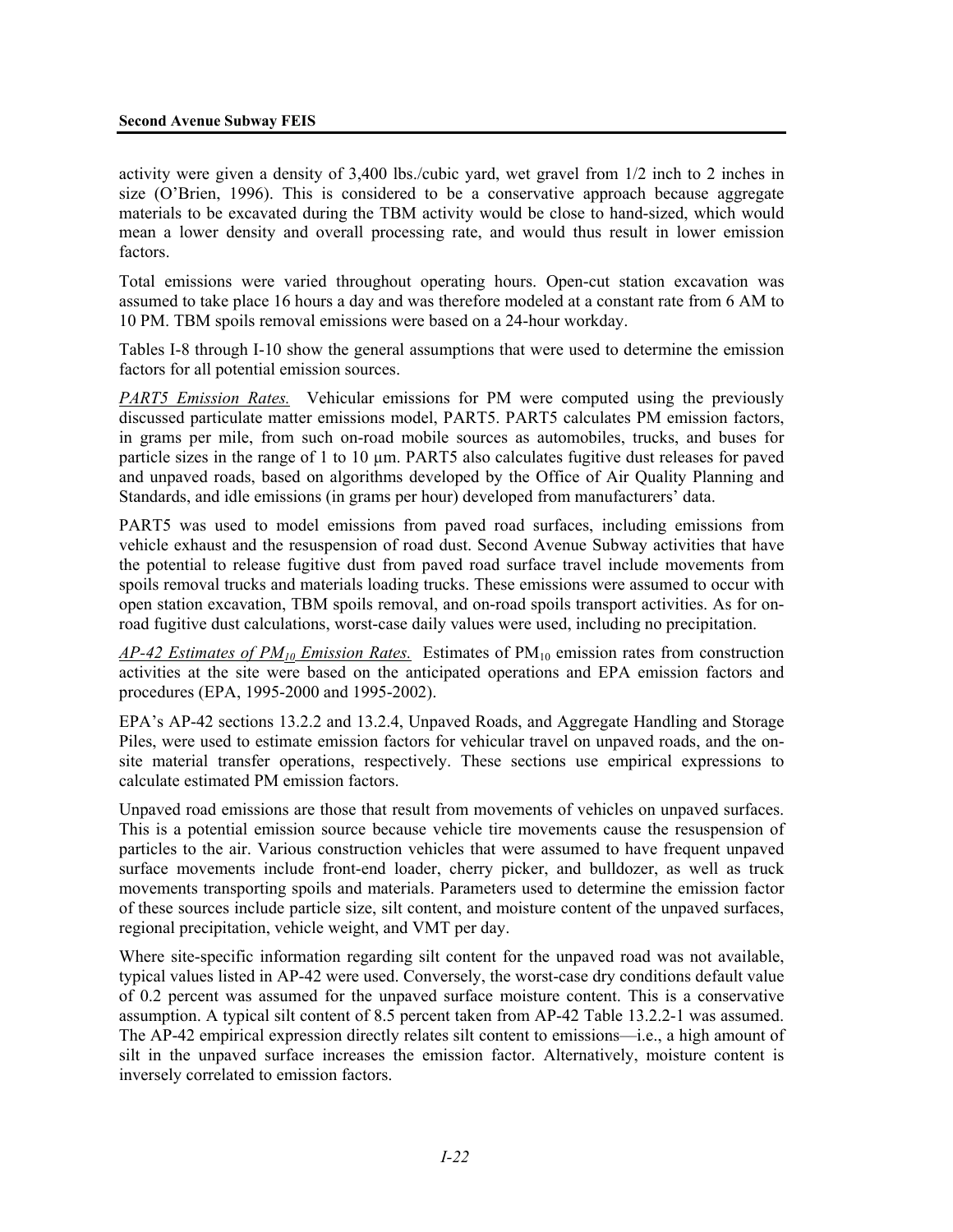activity were given a density of 3,400 lbs./cubic yard, wet gravel from 1/2 inch to 2 inches in size (O'Brien, 1996). This is considered to be a conservative approach because aggregate materials to be excavated during the TBM activity would be close to hand-sized, which would mean a lower density and overall processing rate, and would thus result in lower emission factors.

Total emissions were varied throughout operating hours. Open-cut station excavation was assumed to take place 16 hours a day and was therefore modeled at a constant rate from 6 AM to 10 PM. TBM spoils removal emissions were based on a 24-hour workday.

Tables I-8 through I-10 show the general assumptions that were used to determine the emission factors for all potential emission sources.

*PART5 Emission Rates.* Vehicular emissions for PM were computed using the previously discussed particulate matter emissions model, PART5. PART5 calculates PM emission factors, in grams per mile, from such on-road mobile sources as automobiles, trucks, and buses for particle sizes in the range of 1 to 10 μm. PART5 also calculates fugitive dust releases for paved and unpaved roads, based on algorithms developed by the Office of Air Quality Planning and Standards, and idle emissions (in grams per hour) developed from manufacturers' data.

PART5 was used to model emissions from paved road surfaces, including emissions from vehicle exhaust and the resuspension of road dust. Second Avenue Subway activities that have the potential to release fugitive dust from paved road surface travel include movements from spoils removal trucks and materials loading trucks. These emissions were assumed to occur with open station excavation, TBM spoils removal, and on-road spoils transport activities. As for on-road fugitive dust calculations, worst-case daily values were used, including no precipitation.

*AP-42 Estimates of $PM_{10}$ Emission Rates.* Estimates of $PM_{10}$ emission rates from construction activities at the site were based on the anticipated operations and EPA emission factors and procedures (EPA, 1995-2000 and 1995-2002).

EPA's AP-42 sections 13.2.2 and 13.2.4, Unpaved Roads, and Aggregate Handling and Storage Piles, were used to estimate emission factors for vehicular travel on unpaved roads, and the on-site material transfer operations, respectively. These sections use empirical expressions to calculate estimated PM emission factors.

Unpaved road emissions are those that result from movements of vehicles on unpaved surfaces. This is a potential emission source because vehicle tire movements cause the resuspension of particles to the air. Various construction vehicles that were assumed to have frequent unpaved surface movements include front-end loader, cherry picker, and bulldozer, as well as truck movements transporting spoils and materials. Parameters used to determine the emission factor of these sources include particle size, silt content, and moisture content of the unpaved surfaces, regional precipitation, vehicle weight, and VMT per day.

Where site-specific information regarding silt content for the unpaved road was not available, typical values listed in AP-42 were used. Conversely, the worst-case dry conditions default value of 0.2 percent was assumed for the unpaved surface moisture content. This is a conservative assumption. A typical silt content of 8.5 percent taken from AP-42 Table 13.2.2-1 was assumed. The AP-42 empirical expression directly relates silt content to emissions—i.e., a high amount of silt in the unpaved surface increases the emission factor. Alternatively, moisture content is inversely correlated to emission factors.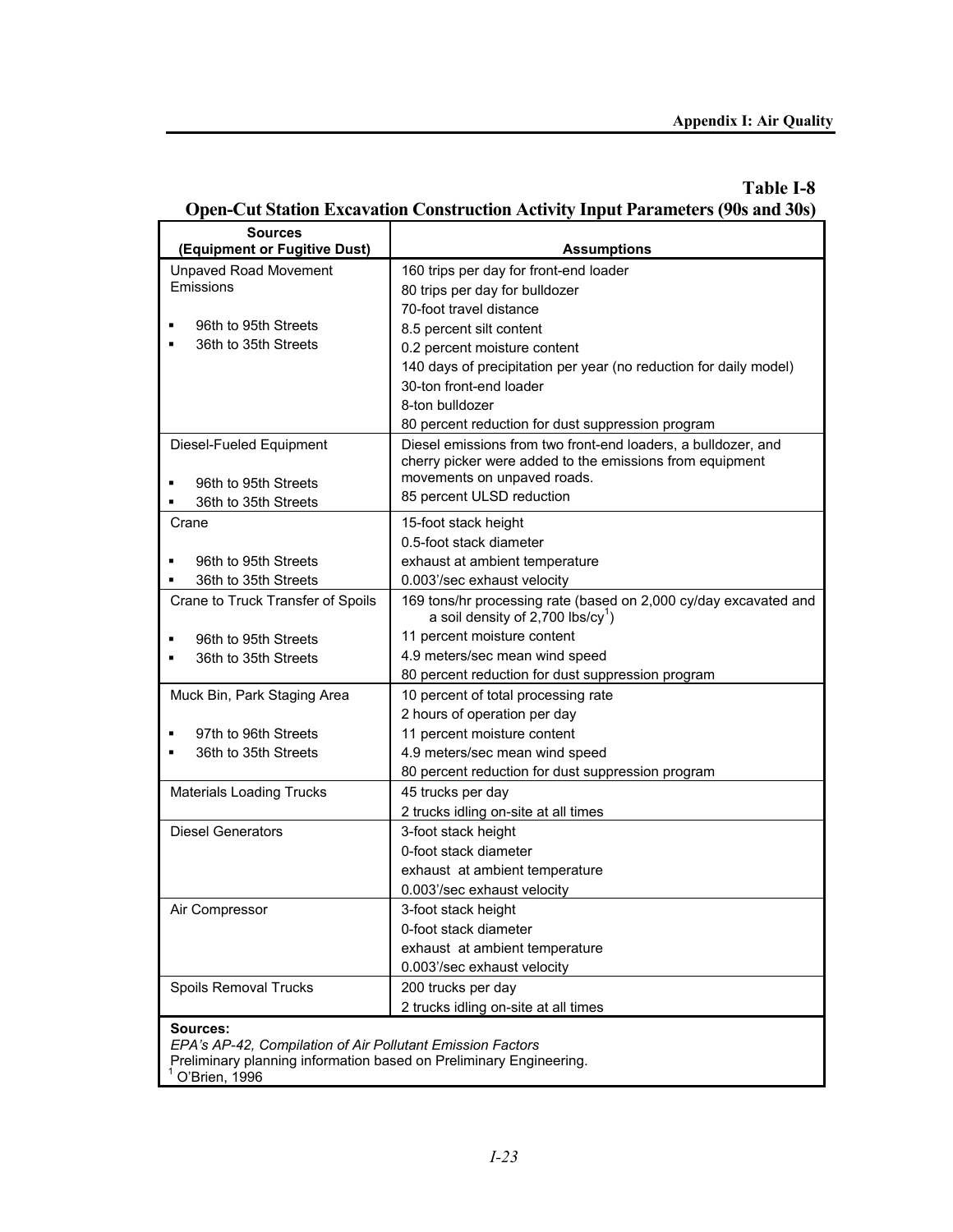**Table I-8**
**Open-Cut Station Excavation Construction Activity Input Parameters (90s and 30s)**

| Sources (Equipment or Fugitive Dust) | Assumptions |
|---|---|
| Unpaved Road Movement Emissions<br>▪ 96th to 95th Streets<br>▪ 36th to 35th Streets | 160 trips per day for front-end loader<br>80 trips per day for bulldozer<br>70-foot travel distance<br>8.5 percent silt content<br>0.2 percent moisture content<br>140 days of precipitation per year (no reduction for daily model)<br>30-ton front-end loader<br>8-ton bulldozer<br>80 percent reduction for dust suppression program |
| Diesel-Fueled Equipment<br>▪ 96th to 95th Streets<br>▪ 36th to 35th Streets | Diesel emissions from two front-end loaders, a bulldozer, and cherry picker were added to the emissions from equipment movements on unpaved roads.<br>85 percent ULSD reduction |
| Crane<br>▪ 96th to 95th Streets<br>▪ 36th to 35th Streets | 15-foot stack height<br>0.5-foot stack diameter<br>exhaust at ambient temperature<br>0.003'/sec exhaust velocity |
| Crane to Truck Transfer of Spoils<br>▪ 96th to 95th Streets<br>▪ 36th to 35th Streets | 169 tons/hr processing rate (based on 2,000 cy/day excavated and a soil density of 2,700 lbs/cy[1])<br>11 percent moisture content<br>4.9 meters/sec mean wind speed<br>80 percent reduction for dust suppression program |
| Muck Bin, Park Staging Area<br>▪ 97th to 96th Streets<br>▪ 36th to 35th Streets | 10 percent of total processing rate<br>2 hours of operation per day<br>11 percent moisture content<br>4.9 meters/sec mean wind speed<br>80 percent reduction for dust suppression program |
| Materials Loading Trucks | 45 trucks per day<br>2 trucks idling on-site at all times |
| Diesel Generators | 3-foot stack height<br>0-foot stack diameter<br>exhaust at ambient temperature<br>0.003'/sec exhaust velocity |
| Air Compressor | 3-foot stack height<br>0-foot stack diameter<br>exhaust at ambient temperature<br>0.003'/sec exhaust velocity |
| Spoils Removal Trucks | 200 trucks per day<br>2 trucks idling on-site at all times |

**Sources:**
*EPA's AP-42, Compilation of Air Pollutant Emission Factors*
Preliminary planning information based on Preliminary Engineering.
[1] O'Brien, 1996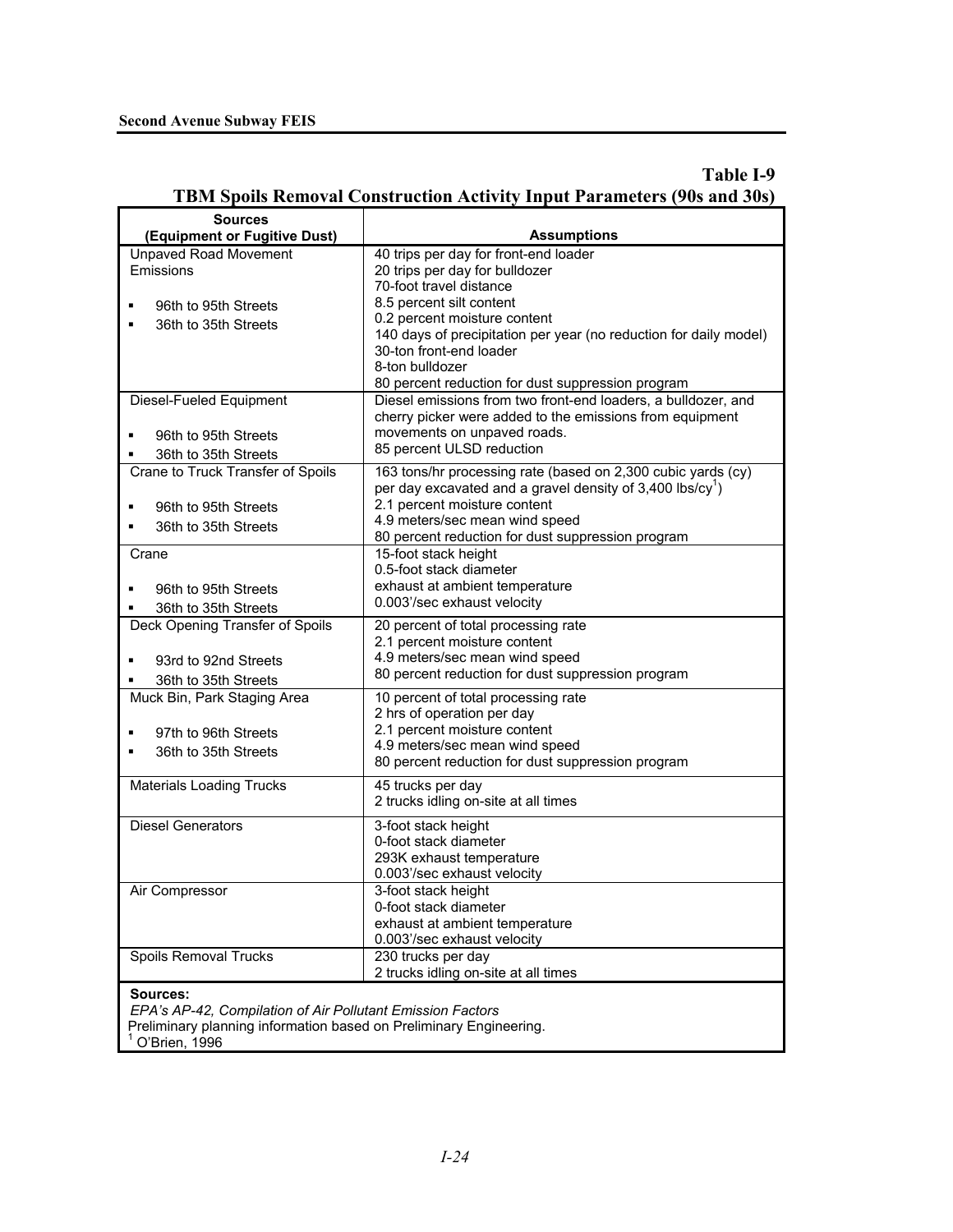## Table I-9

### TBM Spoils Removal Construction Activity Input Parameters (90s and 30s)

| Sources (Equipment or Fugitive Dust) | Assumptions |
|---|---|
| Unpaved Road Movement Emissions<br>▪ 96th to 95th Streets<br>▪ 36th to 35th Streets | 40 trips per day for front-end loader<br>20 trips per day for bulldozer<br>70-foot travel distance<br>8.5 percent silt content<br>0.2 percent moisture content<br>140 days of precipitation per year (no reduction for daily model)<br>30-ton front-end loader<br>8-ton bulldozer<br>80 percent reduction for dust suppression program |
| Diesel-Fueled Equipment<br>▪ 96th to 95th Streets<br>▪ 36th to 35th Streets | Diesel emissions from two front-end loaders, a bulldozer, and cherry picker were added to the emissions from equipment movements on unpaved roads.<br>85 percent ULSD reduction |
| Crane to Truck Transfer of Spoils<br>▪ 96th to 95th Streets<br>▪ 36th to 35th Streets | 163 tons/hr processing rate (based on 2,300 cubic yards (cy) per day excavated and a gravel density of 3,400 lbs/cy[1])<br>2.1 percent moisture content<br>4.9 meters/sec mean wind speed<br>80 percent reduction for dust suppression program |
| Crane<br>▪ 96th to 95th Streets<br>▪ 36th to 35th Streets | 15-foot stack height<br>0.5-foot stack diameter<br>exhaust at ambient temperature<br>0.003'/sec exhaust velocity |
| Deck Opening Transfer of Spoils<br>▪ 93rd to 92nd Streets<br>▪ 36th to 35th Streets | 20 percent of total processing rate<br>2.1 percent moisture content<br>4.9 meters/sec mean wind speed<br>80 percent reduction for dust suppression program |
| Muck Bin, Park Staging Area<br>▪ 97th to 96th Streets<br>▪ 36th to 35th Streets | 10 percent of total processing rate<br>2 hrs of operation per day<br>2.1 percent moisture content<br>4.9 meters/sec mean wind speed<br>80 percent reduction for dust suppression program |
| Materials Loading Trucks | 45 trucks per day<br>2 trucks idling on-site at all times |
| Diesel Generators | 3-foot stack height<br>0-foot stack diameter<br>293K exhaust temperature<br>0.003'/sec exhaust velocity |
| Air Compressor | 3-foot stack height<br>0-foot stack diameter<br>exhaust at ambient temperature<br>0.003'/sec exhaust velocity |
| Spoils Removal Trucks | 230 trucks per day<br>2 trucks idling on-site at all times |

**Sources:**
*EPA's AP-42, Compilation of Air Pollutant Emission Factors*
Preliminary planning information based on Preliminary Engineering.
[1] O'Brien, 1996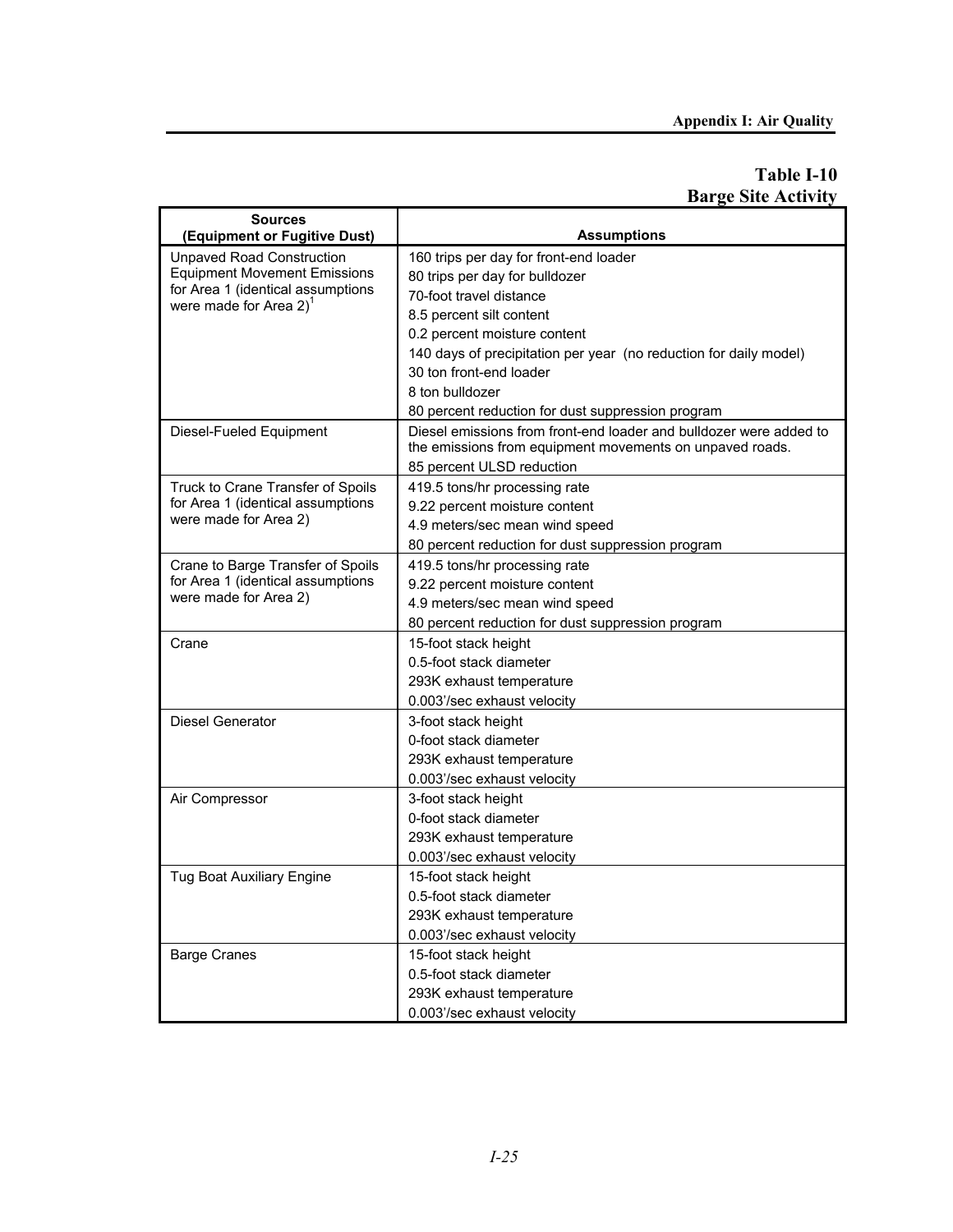## Table I-10
## Barge Site Activity

| Sources (Equipment or Fugitive Dust) | Assumptions |
|---|---|
| Unpaved Road Construction Equipment Movement Emissions for Area 1 (identical assumptions were made for Area 2)[1] | 160 trips per day for front-end loader<br>80 trips per day for bulldozer<br>70-foot travel distance<br>8.5 percent silt content<br>0.2 percent moisture content<br>140 days of precipitation per year (no reduction for daily model)<br>30 ton front-end loader<br>8 ton bulldozer<br>80 percent reduction for dust suppression program |
| Diesel-Fueled Equipment | Diesel emissions from front-end loader and bulldozer were added to the emissions from equipment movements on unpaved roads.<br>85 percent ULSD reduction |
| Truck to Crane Transfer of Spoils for Area 1 (identical assumptions were made for Area 2) | 419.5 tons/hr processing rate<br>9.22 percent moisture content<br>4.9 meters/sec mean wind speed<br>80 percent reduction for dust suppression program |
| Crane to Barge Transfer of Spoils for Area 1 (identical assumptions were made for Area 2) | 419.5 tons/hr processing rate<br>9.22 percent moisture content<br>4.9 meters/sec mean wind speed<br>80 percent reduction for dust suppression program |
| Crane | 15-foot stack height<br>0.5-foot stack diameter<br>293K exhaust temperature<br>0.003'/sec exhaust velocity |
| Diesel Generator | 3-foot stack height<br>0-foot stack diameter<br>293K exhaust temperature<br>0.003'/sec exhaust velocity |
| Air Compressor | 3-foot stack height<br>0-foot stack diameter<br>293K exhaust temperature<br>0.003'/sec exhaust velocity |
| Tug Boat Auxiliary Engine | 15-foot stack height<br>0.5-foot stack diameter<br>293K exhaust temperature<br>0.003'/sec exhaust velocity |
| Barge Cranes | 15-foot stack height<br>0.5-foot stack diameter<br>293K exhaust temperature<br>0.003'/sec exhaust velocity |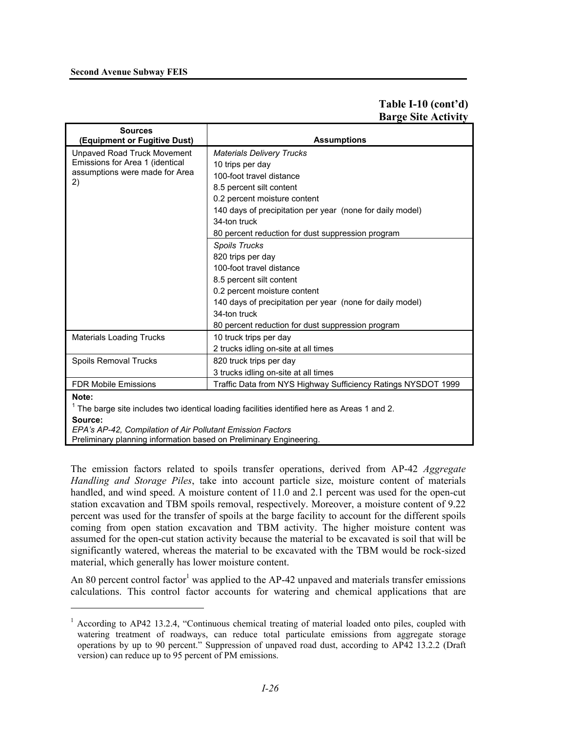**Table I-10 (cont'd)**
**Barge Site Activity**

| Sources (Equipment or Fugitive Dust) | Assumptions |
|---|---|
| Unpaved Road Truck Movement Emissions for Area 1 (identical assumptions were made for Area 2) | *Materials Delivery Trucks*<br>10 trips per day<br>100-foot travel distance<br>8.5 percent silt content<br>0.2 percent moisture content<br>140 days of precipitation per year (none for daily model)<br>34-ton truck<br>80 percent reduction for dust suppression program |
| | *Spoils Trucks*<br>820 trips per day<br>100-foot travel distance<br>8.5 percent silt content<br>0.2 percent moisture content<br>140 days of precipitation per year (none for daily model)<br>34-ton truck<br>80 percent reduction for dust suppression program |
| Materials Loading Trucks | 10 truck trips per day<br>2 trucks idling on-site at all times |
| Spoils Removal Trucks | 820 truck trips per day<br>3 trucks idling on-site at all times |
| FDR Mobile Emissions | Traffic Data from NYS Highway Sufficiency Ratings NYSDOT 1999 |

**Note:**
[1] The barge site includes two identical loading facilities identified here as Areas 1 and 2.

**Source:**
*EPA's AP-42, Compilation of Air Pollutant Emission Factors*
Preliminary planning information based on Preliminary Engineering.

The emission factors related to spoils transfer operations, derived from AP-42 *Aggregate Handling and Storage Piles*, take into account particle size, moisture content of materials handled, and wind speed. A moisture content of 11.0 and 2.1 percent was used for the open-cut station excavation and TBM spoils removal, respectively. Moreover, a moisture content of 9.22 percent was used for the transfer of spoils at the barge facility to account for the different spoils coming from open station excavation and TBM activity. The higher moisture content was assumed for the open-cut station activity because the material to be excavated is soil that will be significantly watered, whereas the material to be excavated with the TBM would be rock-sized material, which generally has lower moisture content.

An 80 percent control factor[1] was applied to the AP-42 unpaved and materials transfer emissions calculations. This control factor accounts for watering and chemical applications that are

---

[1] According to AP42 13.2.4, "Continuous chemical treating of material loaded onto piles, coupled with watering treatment of roadways, can reduce total particulate emissions from aggregate storage operations by up to 90 percent." Suppression of unpaved road dust, according to AP42 13.2.2 (Draft version) can reduce up to 95 percent of PM emissions.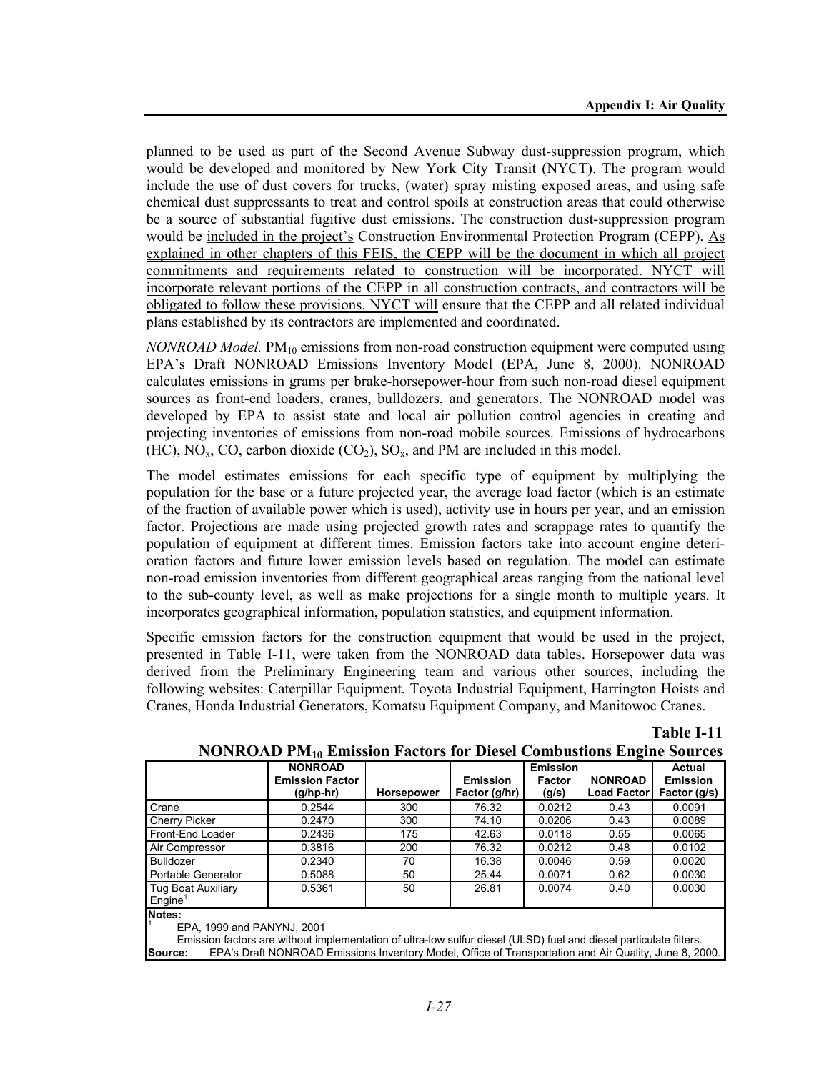planned to be used as part of the Second Avenue Subway dust-suppression program, which would be developed and monitored by New York City Transit (NYCT). The program would include the use of dust covers for trucks, (water) spray misting exposed areas, and using safe chemical dust suppressants to treat and control spoils at construction areas that could otherwise be a source of substantial fugitive dust emissions. The construction dust-suppression program would be included in the project's Construction Environmental Protection Program (CEPP). As explained in other chapters of this FEIS, the CEPP will be the document in which all project commitments and requirements related to construction will be incorporated. NYCT will incorporate relevant portions of the CEPP in all construction contracts, and contractors will be obligated to follow these provisions. NYCT will ensure that the CEPP and all related individual plans established by its contractors are implemented and coordinated.

*NONROAD Model.* $PM_{10}$ emissions from non-road construction equipment were computed using EPA's Draft NONROAD Emissions Inventory Model (EPA, June 8, 2000). NONROAD calculates emissions in grams per brake-horsepower-hour from such non-road diesel equipment sources as front-end loaders, cranes, bulldozers, and generators. The NONROAD model was developed by EPA to assist state and local air pollution control agencies in creating and projecting inventories of emissions from non-road mobile sources. Emissions of hydrocarbons (HC), $NO_x$, CO, carbon dioxide ($CO_2$), $SO_x$, and PM are included in this model.

The model estimates emissions for each specific type of equipment by multiplying the population for the base or a future projected year, the average load factor (which is an estimate of the fraction of available power which is used), activity use in hours per year, and an emission factor. Projections are made using projected growth rates and scrappage rates to quantify the population of equipment at different times. Emission factors take into account engine deterioration factors and future lower emission levels based on regulation. The model can estimate non-road emission inventories from different geographical areas ranging from the national level to the sub-county level, as well as make projections for a single month to multiple years. It incorporates geographical information, population statistics, and equipment information.

Specific emission factors for the construction equipment that would be used in the project, presented in Table I-11, were taken from the NONROAD data tables. Horsepower data was derived from the Preliminary Engineering team and various other sources, including the following websites: Caterpillar Equipment, Toyota Industrial Equipment, Harrington Hoists and Cranes, Honda Industrial Generators, Komatsu Equipment Company, and Manitowoc Cranes.

**Table I-11**
**NONROAD $PM_{10}$ Emission Factors for Diesel Combustions Engine Sources**

| | NONROAD Emission Factor (g/hp-hr) | Horsepower | Emission Factor (g/hr) | Emission Factor (g/s) | NONROAD Load Factor | Actual Emission Factor (g/s) |
|---|---|---|---|---|---|---|
| Crane | 0.2544 | 300 | 76.32 | 0.0212 | 0.43 | 0.0091 |
| Cherry Picker | 0.2470 | 300 | 74.10 | 0.0206 | 0.43 | 0.0089 |
| Front-End Loader | 0.2436 | 175 | 42.63 | 0.0118 | 0.55 | 0.0065 |
| Air Compressor | 0.3816 | 200 | 76.32 | 0.0212 | 0.48 | 0.0102 |
| Bulldozer | 0.2340 | 70 | 16.38 | 0.0046 | 0.59 | 0.0020 |
| Portable Generator | 0.5088 | 50 | 25.44 | 0.0071 | 0.62 | 0.0030 |
| Tug Boat Auxiliary Engine[1] | 0.5361 | 50 | 26.81 | 0.0074 | 0.40 | 0.0030 |

**Notes:**
[1] EPA, 1999 and PANYNJ, 2001
Emission factors are without implementation of ultra-low sulfur diesel (ULSD) fuel and diesel particulate filters.
**Source:** EPA's Draft NONROAD Emissions Inventory Model, Office of Transportation and Air Quality, June 8, 2000.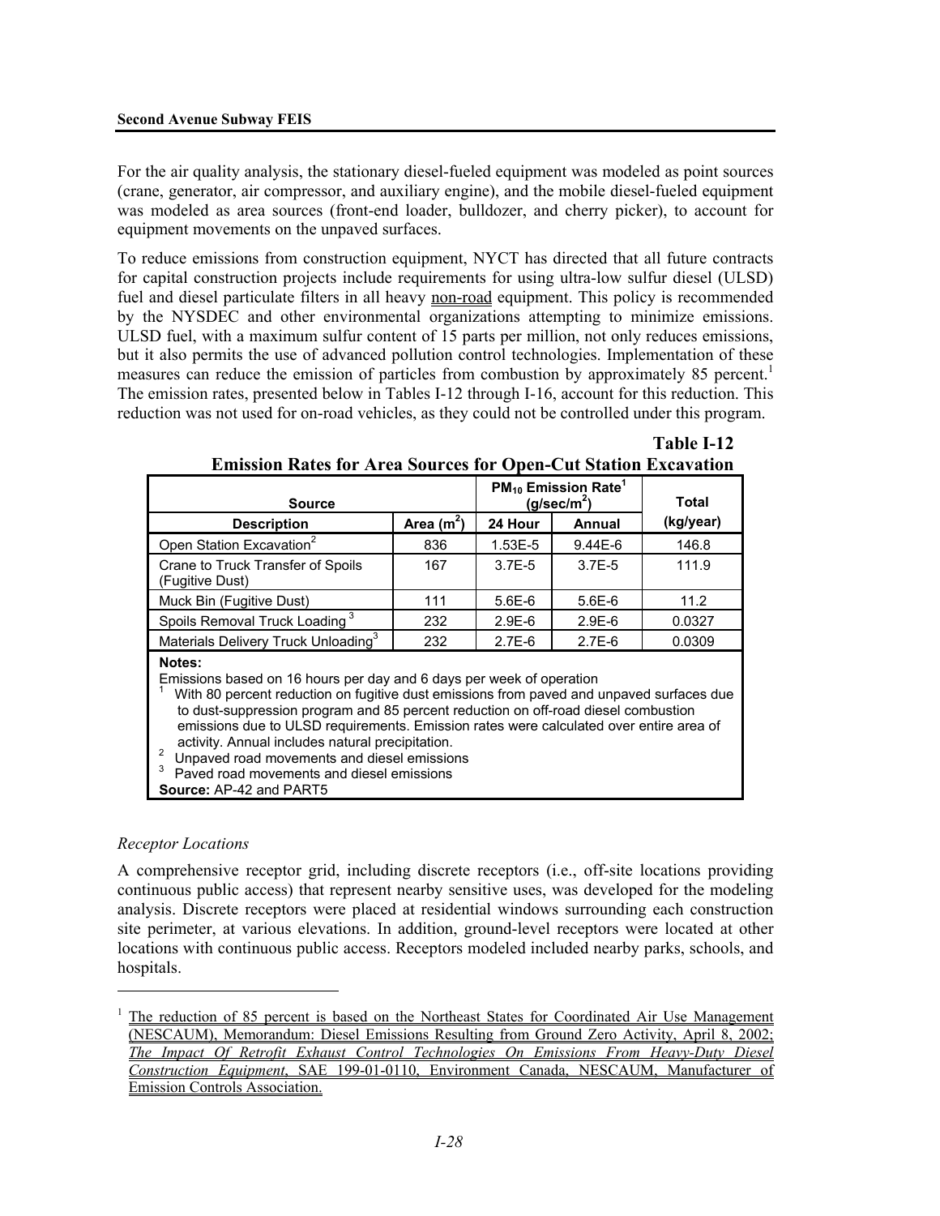For the air quality analysis, the stationary diesel-fueled equipment was modeled as point sources (crane, generator, air compressor, and auxiliary engine), and the mobile diesel-fueled equipment was modeled as area sources (front-end loader, bulldozer, and cherry picker), to account for equipment movements on the unpaved surfaces.

To reduce emissions from construction equipment, NYCT has directed that all future contracts for capital construction projects include requirements for using ultra-low sulfur diesel (ULSD) fuel and diesel particulate filters in all heavy non-road equipment. This policy is recommended by the NYSDEC and other environmental organizations attempting to minimize emissions. ULSD fuel, with a maximum sulfur content of 15 parts per million, not only reduces emissions, but it also permits the use of advanced pollution control technologies. Implementation of these measures can reduce the emission of particles from combustion by approximately 85 percent.[1] The emission rates, presented below in Tables I-12 through I-16, account for this reduction. This reduction was not used for on-road vehicles, as they could not be controlled under this program.

**Table I-12**
**Emission Rates for Area Sources for Open-Cut Station Excavation**

| Source | | $PM_{10}$ Emission Rate[1] ($g/sec/m^2$) | | Total (kg/year) |
|---|---|---|---|---|
| Description | Area ($m^2$) | 24 Hour | Annual | |
| Open Station Excavation[2] | 836 | 1.53E-5 | 9.44E-6 | 146.8 |
| Crane to Truck Transfer of Spoils (Fugitive Dust) | 167 | 3.7E-5 | 3.7E-5 | 111.9 |
| Muck Bin (Fugitive Dust) | 111 | 5.6E-6 | 5.6E-6 | 11.2 |
| Spoils Removal Truck Loading[3] | 232 | 2.9E-6 | 2.9E-6 | 0.0327 |
| Materials Delivery Truck Unloading[3] | 232 | 2.7E-6 | 2.7E-6 | 0.0309 |

**Notes:**
Emissions based on 16 hours per day and 6 days per week of operation
[1] With 80 percent reduction on fugitive dust emissions from paved and unpaved surfaces due to dust-suppression program and 85 percent reduction on off-road diesel combustion emissions due to ULSD requirements. Emission rates were calculated over entire area of activity. Annual includes natural precipitation.
[2] Unpaved road movements and diesel emissions
[3] Paved road movements and diesel emissions
**Source:** AP-42 and PART5

*Receptor Locations*

A comprehensive receptor grid, including discrete receptors (i.e., off-site locations providing continuous public access) that represent nearby sensitive uses, was developed for the modeling analysis. Discrete receptors were placed at residential windows surrounding each construction site perimeter, at various elevations. In addition, ground-level receptors were located at other locations with continuous public access. Receptors modeled included nearby parks, schools, and hospitals.

---

[1] The reduction of 85 percent is based on the Northeast States for Coordinated Air Use Management (NESCAUM), Memorandum: Diesel Emissions Resulting from Ground Zero Activity, April 8, 2002; *The Impact Of Retrofit Exhaust Control Technologies On Emissions From Heavy-Duty Diesel Construction Equipment*, SAE 199-01-0110, Environment Canada, NESCAUM, Manufacturer of Emission Controls Association.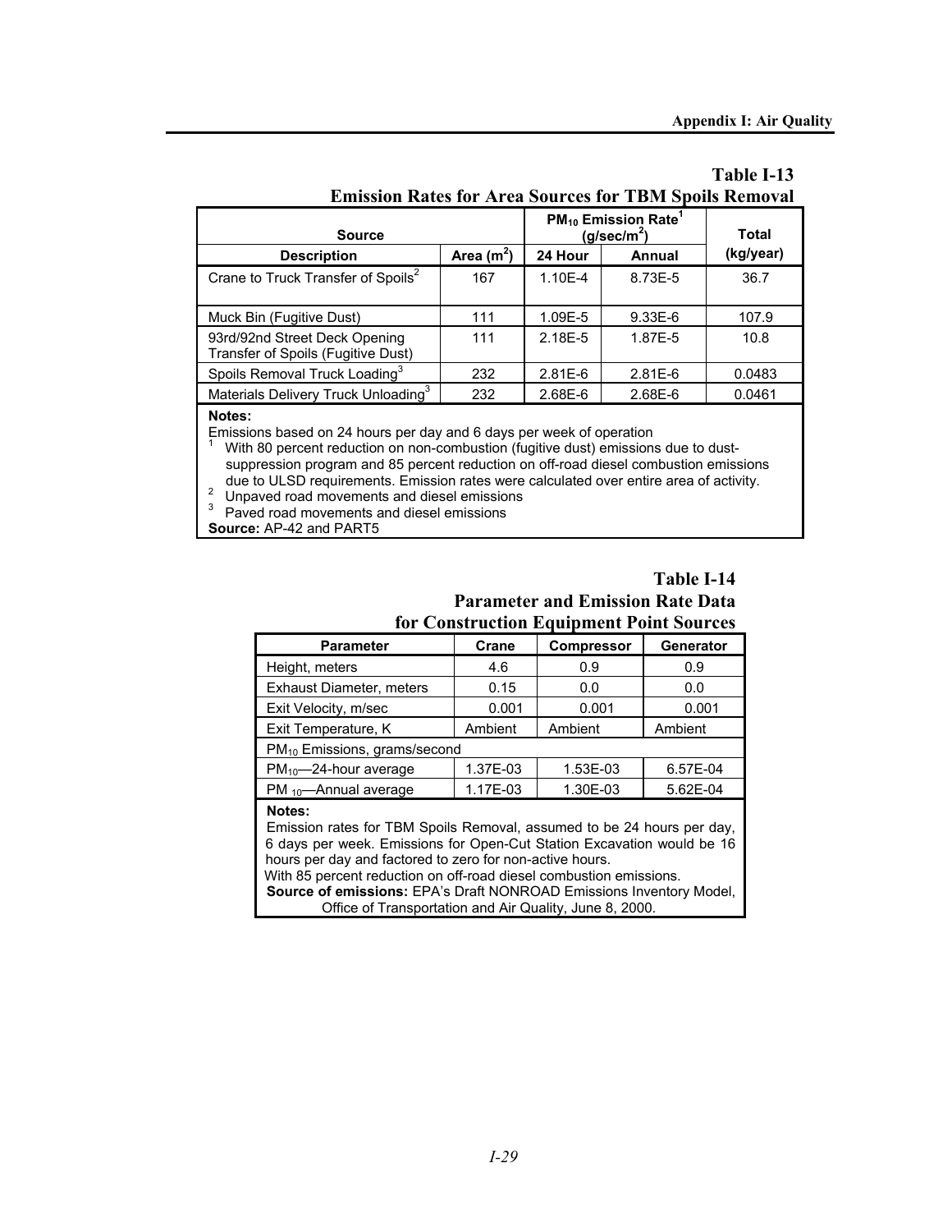**Table I-13**
**Emission Rates for Area Sources for TBM Spoils Removal**

| Source | | $PM_{10}$ Emission Rate[1] ($g/sec/m^2$) | | Total |
|---|---|---|---|---|
| Description | Area ($m^2$) | 24 Hour | Annual | (kg/year) |
| Crane to Truck Transfer of Spoils[2] | 167 | 1.10E-4 | 8.73E-5 | 36.7 |
| Muck Bin (Fugitive Dust) | 111 | 1.09E-5 | 9.33E-6 | 107.9 |
| 93rd/92nd Street Deck Opening Transfer of Spoils (Fugitive Dust) | 111 | 2.18E-5 | 1.87E-5 | 10.8 |
| Spoils Removal Truck Loading[3] | 232 | 2.81E-6 | 2.81E-6 | 0.0483 |
| Materials Delivery Truck Unloading[3] | 232 | 2.68E-6 | 2.68E-6 | 0.0461 |

**Notes:**
Emissions based on 24 hours per day and 6 days per week of operation
[1] With 80 percent reduction on non-combustion (fugitive dust) emissions due to dust-suppression program and 85 percent reduction on off-road diesel combustion emissions due to ULSD requirements. Emission rates were calculated over entire area of activity.
[2] Unpaved road movements and diesel emissions
[3] Paved road movements and diesel emissions
**Source:** AP-42 and PART5

**Table I-14**
**Parameter and Emission Rate Data for Construction Equipment Point Sources**

| Parameter | Crane | Compressor | Generator |
|---|---|---|---|
| Height, meters | 4.6 | 0.9 | 0.9 |
| Exhaust Diameter, meters | 0.15 | 0.0 | 0.0 |
| Exit Velocity, m/sec | 0.001 | 0.001 | 0.001 |
| Exit Temperature, K | Ambient | Ambient | Ambient |
| $PM_{10}$ Emissions, grams/second | | | |
| $PM_{10}$—24-hour average | 1.37E-03 | 1.53E-03 | 6.57E-04 |
| $PM_{10}$—Annual average | 1.17E-03 | 1.30E-03 | 5.62E-04 |

**Notes:**
Emission rates for TBM Spoils Removal, assumed to be 24 hours per day, 6 days per week. Emissions for Open-Cut Station Excavation would be 16 hours per day and factored to zero for non-active hours.
With 85 percent reduction on off-road diesel combustion emissions.
**Source of emissions:** EPA's Draft NONROAD Emissions Inventory Model, Office of Transportation and Air Quality, June 8, 2000.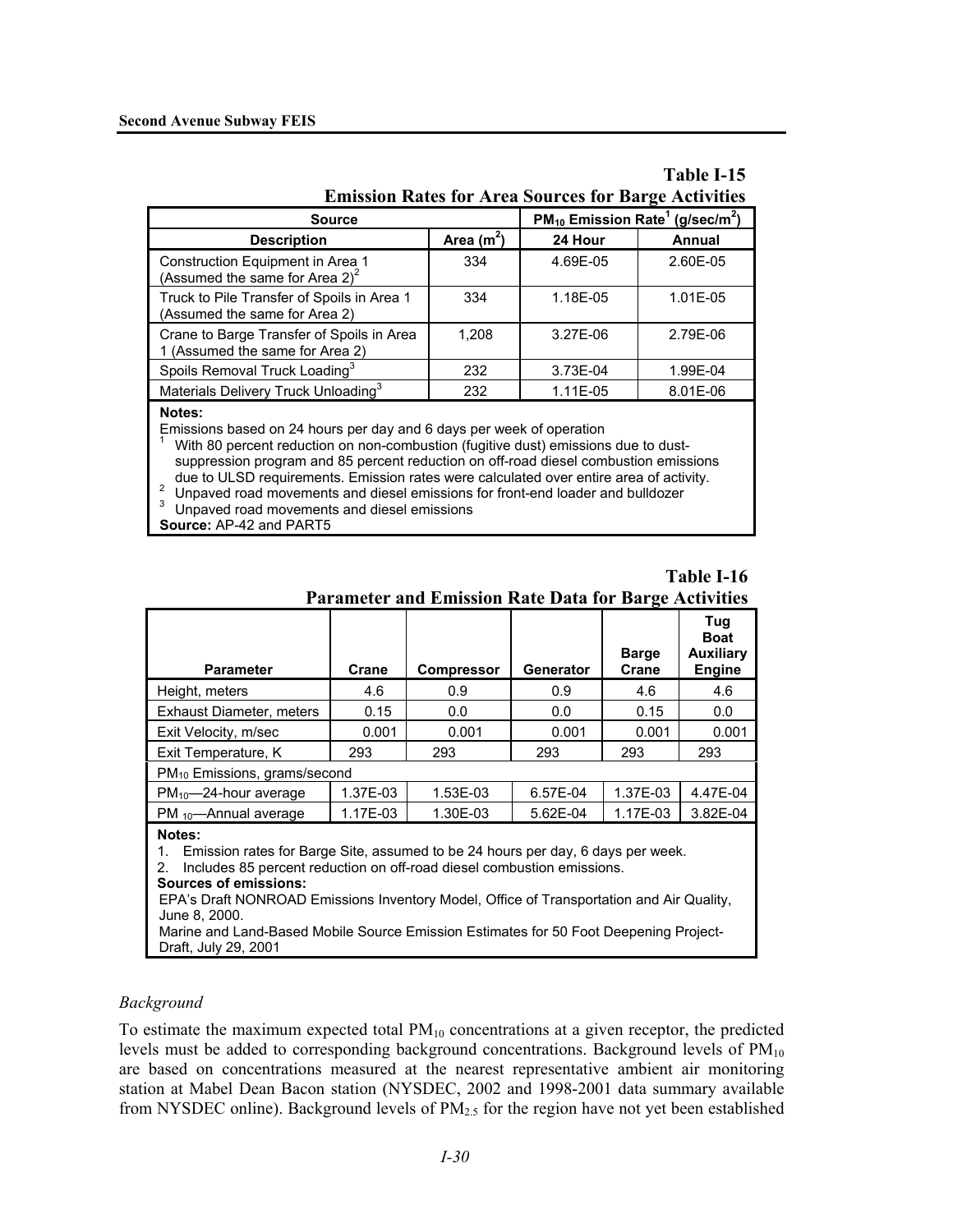**Table I-15**
**Emission Rates for Area Sources for Barge Activities**

| Source | | $PM_{10}$ Emission Rate[1] ($g/sec/m^2$) | |
|---|---|---|---|
| **Description** | **Area ($m^2$)** | **24 Hour** | **Annual** |
| Construction Equipment in Area 1 (Assumed the same for Area 2)[2] | 334 | 4.69E-05 | 2.60E-05 |
| Truck to Pile Transfer of Spoils in Area 1 (Assumed the same for Area 2) | 334 | 1.18E-05 | 1.01E-05 |
| Crane to Barge Transfer of Spoils in Area 1 (Assumed the same for Area 2) | 1,208 | 3.27E-06 | 2.79E-06 |
| Spoils Removal Truck Loading[3] | 232 | 3.73E-04 | 1.99E-04 |
| Materials Delivery Truck Unloading[3] | 232 | 1.11E-05 | 8.01E-06 |

**Notes:**

Emissions based on 24 hours per day and 6 days per week of operation

[1] With 80 percent reduction on non-combustion (fugitive dust) emissions due to dust-suppression program and 85 percent reduction on off-road diesel combustion emissions due to ULSD requirements. Emission rates were calculated over entire area of activity.

[2] Unpaved road movements and diesel emissions for front-end loader and bulldozer

[3] Unpaved road movements and diesel emissions

**Source:** AP-42 and PART5

**Table I-16**
**Parameter and Emission Rate Data for Barge Activities**

| Parameter | Crane | Compressor | Generator | Barge Crane | Tug Boat Auxiliary Engine |
|---|---|---|---|---|---|
| Height, meters | 4.6 | 0.9 | 0.9 | 4.6 | 4.6 |
| Exhaust Diameter, meters | 0.15 | 0.0 | 0.0 | 0.15 | 0.0 |
| Exit Velocity, m/sec | 0.001 | 0.001 | 0.001 | 0.001 | 0.001 |
| Exit Temperature, K | 293 | 293 | 293 | 293 | 293 |
| $PM_{10}$ Emissions, grams/second | | | | | |
| $PM_{10}$—24-hour average | 1.37E-03 | 1.53E-03 | 6.57E-04 | 1.37E-03 | 4.47E-04 |
| $PM_{10}$—Annual average | 1.17E-03 | 1.30E-03 | 5.62E-04 | 1.17E-03 | 3.82E-04 |

**Notes:**

1. Emission rates for Barge Site, assumed to be 24 hours per day, 6 days per week.
2. Includes 85 percent reduction on off-road diesel combustion emissions.

**Sources of emissions:**

EPA's Draft NONROAD Emissions Inventory Model, Office of Transportation and Air Quality, June 8, 2000.

Marine and Land-Based Mobile Source Emission Estimates for 50 Foot Deepening Project-Draft, July 29, 2001

*Background*

To estimate the maximum expected total $PM_{10}$ concentrations at a given receptor, the predicted levels must be added to corresponding background concentrations. Background levels of $PM_{10}$ are based on concentrations measured at the nearest representative ambient air monitoring station at Mabel Dean Bacon station (NYSDEC, 2002 and 1998-2001 data summary available from NYSDEC online). Background levels of $PM_{2.5}$ for the region have not yet been established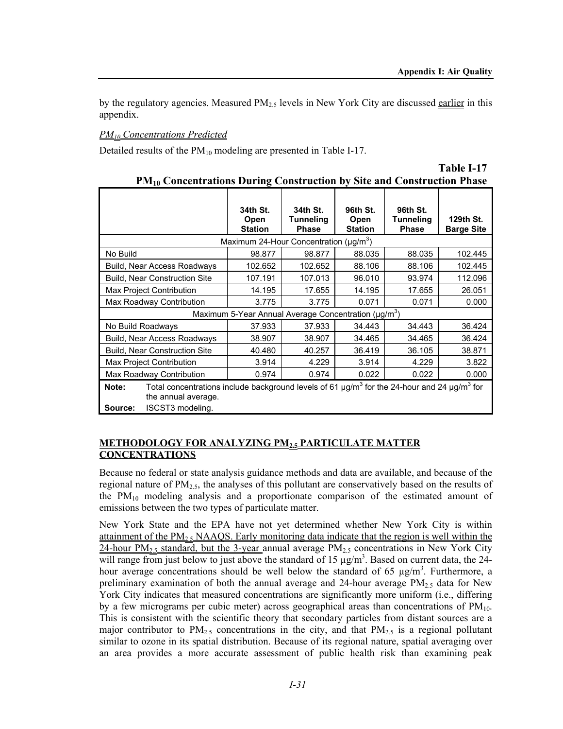by the regulatory agencies. Measured $PM_{2.5}$ levels in New York City are discussed earlier in this appendix.

*$PM_{10}$ Concentrations Predicted*

Detailed results of the $PM_{10}$ modeling are presented in Table I-17.

**Table I-17**
**$PM_{10}$ Concentrations During Construction by Site and Construction Phase**

| | 34th St. Open Station | 34th St. Tunneling Phase | 96th St. Open Station | 96th St. Tunneling Phase | 129th St. Barge Site |
|---|---|---|---|---|---|
| Maximum 24-Hour Concentration (μg/m$^3$) | | | | | |
| No Build | 98.877 | 98.877 | 88.035 | 88.035 | 102.445 |
| Build, Near Access Roadways | 102.652 | 102.652 | 88.106 | 88.106 | 102.445 |
| Build, Near Construction Site | 107.191 | 107.013 | 96.010 | 93.974 | 112.096 |
| Max Project Contribution | 14.195 | 17.655 | 14.195 | 17.655 | 26.051 |
| Max Roadway Contribution | 3.775 | 3.775 | 0.071 | 0.071 | 0.000 |
| Maximum 5-Year Annual Average Concentration (μg/m$^3$) | | | | | |
| No Build Roadways | 37.933 | 37.933 | 34.443 | 34.443 | 36.424 |
| Build, Near Access Roadways | 38.907 | 38.907 | 34.465 | 34.465 | 36.424 |
| Build, Near Construction Site | 40.480 | 40.257 | 36.419 | 36.105 | 38.871 |
| Max Project Contribution | 3.914 | 4.229 | 3.914 | 4.229 | 3.822 |
| Max Roadway Contribution | 0.974 | 0.974 | 0.022 | 0.022 | 0.000 |

**Note:** Total concentrations include background levels of 61 μg/m$^3$ for the 24-hour and 24 μg/m$^3$ for the annual average.
**Source:** ISCST3 modeling.

## METHODOLOGY FOR ANALYZING $PM_{2.5}$ PARTICULATE MATTER CONCENTRATIONS

Because no federal or state analysis guidance methods and data are available, and because of the regional nature of $PM_{2.5}$, the analyses of this pollutant are conservatively based on the results of the $PM_{10}$ modeling analysis and a proportionate comparison of the estimated amount of emissions between the two types of particulate matter.

New York State and the EPA have not yet determined whether New York City is within attainment of the $PM_{2.5}$ NAAQS. Early monitoring data indicate that the region is well within the 24-hour $PM_{2.5}$ standard, but the 3-year annual average $PM_{2.5}$ concentrations in New York City will range from just below to just above the standard of 15 μg/m$^3$. Based on current data, the 24-hour average concentrations should be well below the standard of 65 μg/m$^3$. Furthermore, a preliminary examination of both the annual average and 24-hour average $PM_{2.5}$ data for New York City indicates that measured concentrations are significantly more uniform (i.e., differing by a few micrograms per cubic meter) across geographical areas than concentrations of $PM_{10}$. This is consistent with the scientific theory that secondary particles from distant sources are a major contributor to $PM_{2.5}$ concentrations in the city, and that $PM_{2.5}$ is a regional pollutant similar to ozone in its spatial distribution. Because of its regional nature, spatial averaging over an area provides a more accurate assessment of public health risk than examining peak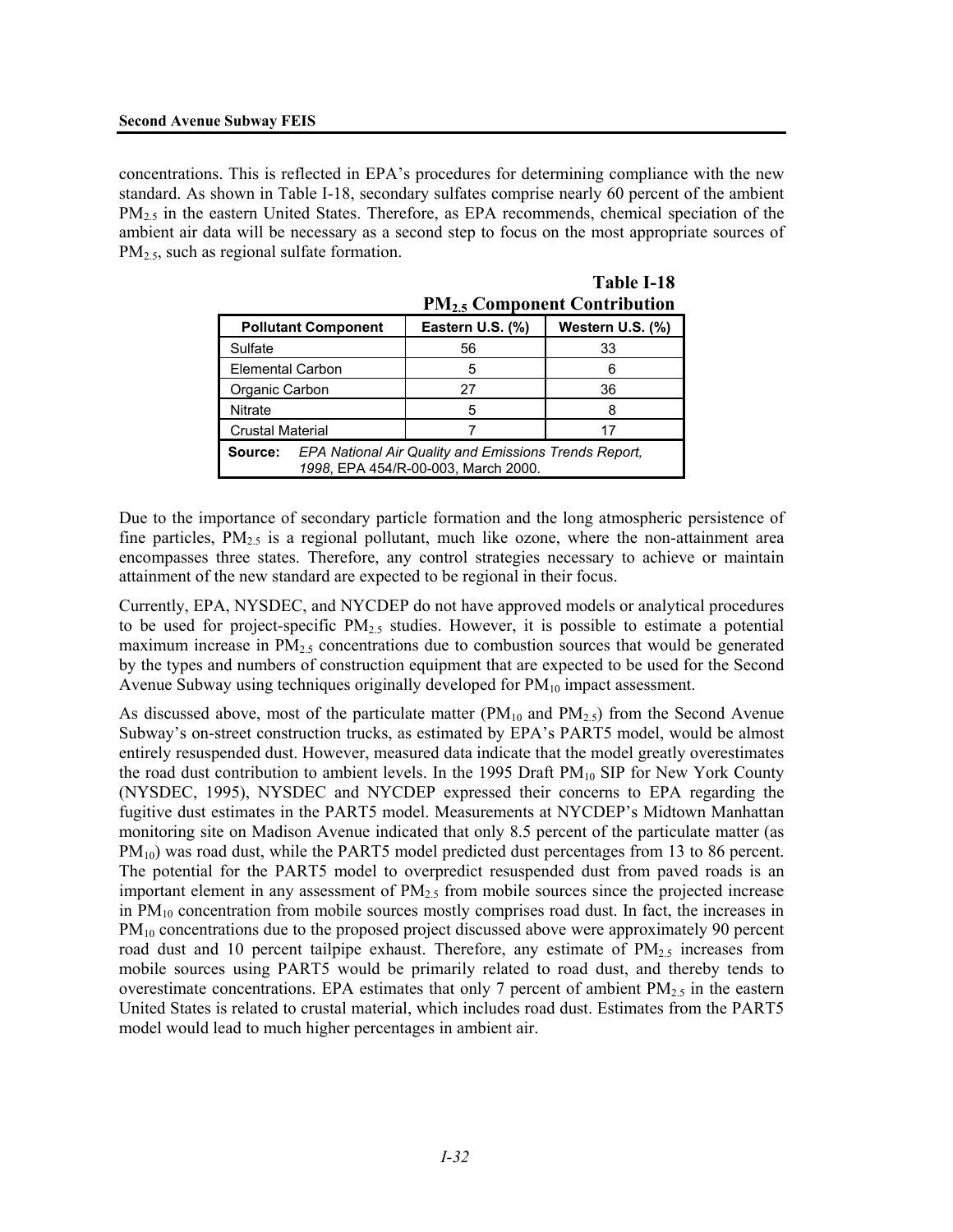concentrations. This is reflected in EPA's procedures for determining compliance with the new standard. As shown in Table I-18, secondary sulfates comprise nearly 60 percent of the ambient $PM_{2.5}$ in the eastern United States. Therefore, as EPA recommends, chemical speciation of the ambient air data will be necessary as a second step to focus on the most appropriate sources of $PM_{2.5}$, such as regional sulfate formation.

**Table I-18**
**$PM_{2.5}$ Component Contribution**

| Pollutant Component | Eastern U.S. (%) | Western U.S. (%) |
|---|---|---|
| Sulfate | 56 | 33 |
| Elemental Carbon | 5 | 6 |
| Organic Carbon | 27 | 36 |
| Nitrate | 5 | 8 |
| Crustal Material | 7 | 17 |
| **Source:** *EPA National Air Quality and Emissions Trends Report, 1998*, EPA 454/R-00-003, March 2000. | | |

Due to the importance of secondary particle formation and the long atmospheric persistence of fine particles, $PM_{2.5}$ is a regional pollutant, much like ozone, where the non-attainment area encompasses three states. Therefore, any control strategies necessary to achieve or maintain attainment of the new standard are expected to be regional in their focus.

Currently, EPA, NYSDEC, and NYCDEP do not have approved models or analytical procedures to be used for project-specific $PM_{2.5}$ studies. However, it is possible to estimate a potential maximum increase in $PM_{2.5}$ concentrations due to combustion sources that would be generated by the types and numbers of construction equipment that are expected to be used for the Second Avenue Subway using techniques originally developed for $PM_{10}$ impact assessment.

As discussed above, most of the particulate matter ($PM_{10}$ and $PM_{2.5}$) from the Second Avenue Subway's on-street construction trucks, as estimated by EPA's PART5 model, would be almost entirely resuspended dust. However, measured data indicate that the model greatly overestimates the road dust contribution to ambient levels. In the 1995 Draft $PM_{10}$ SIP for New York County (NYSDEC, 1995), NYSDEC and NYCDEP expressed their concerns to EPA regarding the fugitive dust estimates in the PART5 model. Measurements at NYCDEP's Midtown Manhattan monitoring site on Madison Avenue indicated that only 8.5 percent of the particulate matter (as $PM_{10}$) was road dust, while the PART5 model predicted dust percentages from 13 to 86 percent. The potential for the PART5 model to overpredict resuspended dust from paved roads is an important element in any assessment of $PM_{2.5}$ from mobile sources since the projected increase in $PM_{10}$ concentration from mobile sources mostly comprises road dust. In fact, the increases in $PM_{10}$ concentrations due to the proposed project discussed above were approximately 90 percent road dust and 10 percent tailpipe exhaust. Therefore, any estimate of $PM_{2.5}$ increases from mobile sources using PART5 would be primarily related to road dust, and thereby tends to overestimate concentrations. EPA estimates that only 7 percent of ambient $PM_{2.5}$ in the eastern United States is related to crustal material, which includes road dust. Estimates from the PART5 model would lead to much higher percentages in ambient air.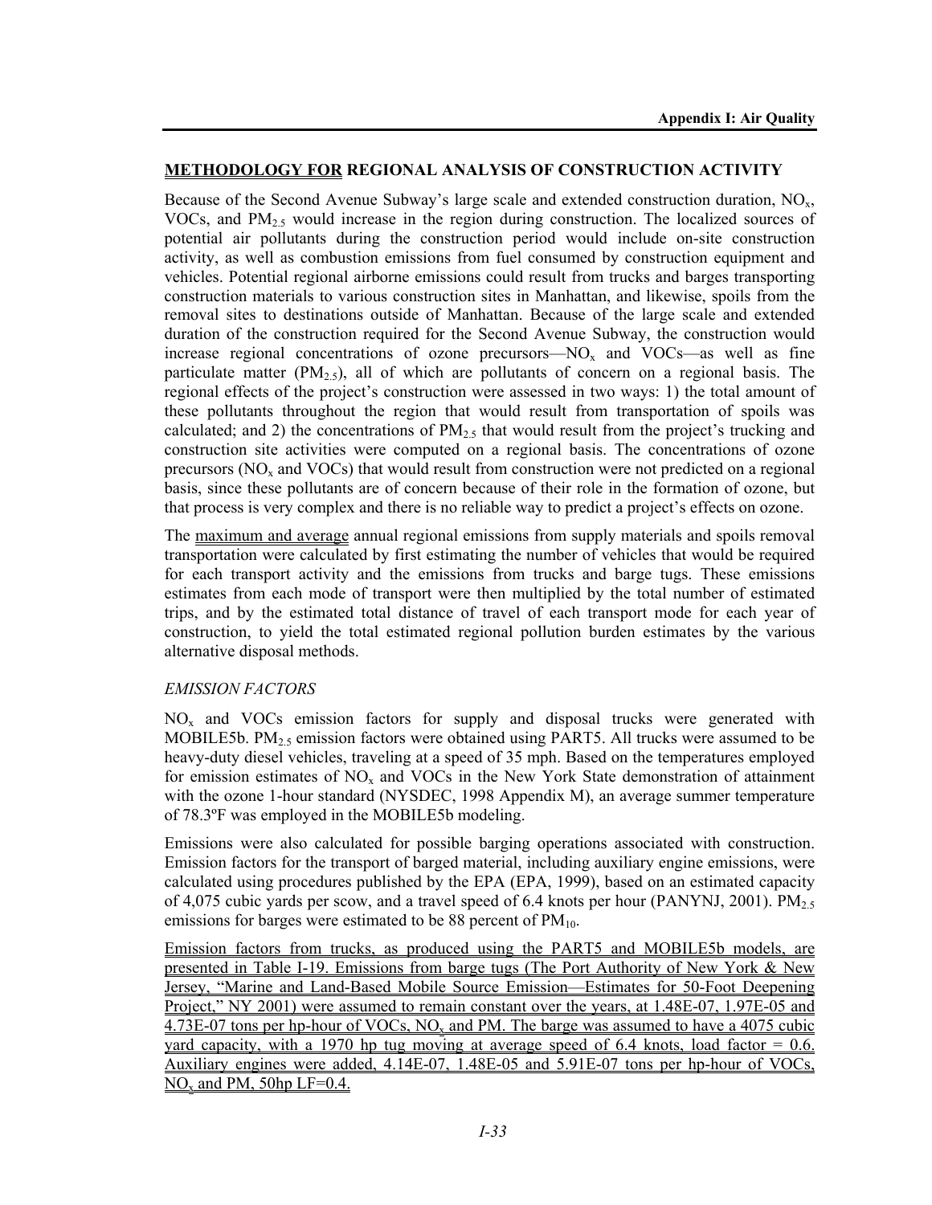## METHODOLOGY FOR REGIONAL ANALYSIS OF CONSTRUCTION ACTIVITY

Because of the Second Avenue Subway's large scale and extended construction duration, $NO_x$, VOCs, and $PM_{2.5}$ would increase in the region during construction. The localized sources of potential air pollutants during the construction period would include on-site construction activity, as well as combustion emissions from fuel consumed by construction equipment and vehicles. Potential regional airborne emissions could result from trucks and barges transporting construction materials to various construction sites in Manhattan, and likewise, spoils from the removal sites to destinations outside of Manhattan. Because of the large scale and extended duration of the construction required for the Second Avenue Subway, the construction would increase regional concentrations of ozone precursors—$NO_x$ and VOCs—as well as fine particulate matter ($PM_{2.5}$), all of which are pollutants of concern on a regional basis. The regional effects of the project's construction were assessed in two ways: 1) the total amount of these pollutants throughout the region that would result from transportation of spoils was calculated; and 2) the concentrations of $PM_{2.5}$ that would result from the project's trucking and construction site activities were computed on a regional basis. The concentrations of ozone precursors ($NO_x$ and VOCs) that would result from construction were not predicted on a regional basis, since these pollutants are of concern because of their role in the formation of ozone, but that process is very complex and there is no reliable way to predict a project's effects on ozone.

The maximum and average annual regional emissions from supply materials and spoils removal transportation were calculated by first estimating the number of vehicles that would be required for each transport activity and the emissions from trucks and barge tugs. These emissions estimates from each mode of transport were then multiplied by the total number of estimated trips, and by the estimated total distance of travel of each transport mode for each year of construction, to yield the total estimated regional pollution burden estimates by the various alternative disposal methods.

### *EMISSION FACTORS*

$NO_x$ and VOCs emission factors for supply and disposal trucks were generated with MOBILE5b. $PM_{2.5}$ emission factors were obtained using PART5. All trucks were assumed to be heavy-duty diesel vehicles, traveling at a speed of 35 mph. Based on the temperatures employed for emission estimates of $NO_x$ and VOCs in the New York State demonstration of attainment with the ozone 1-hour standard (NYSDEC, 1998 Appendix M), an average summer temperature of 78.3ºF was employed in the MOBILE5b modeling.

Emissions were also calculated for possible barging operations associated with construction. Emission factors for the transport of barged material, including auxiliary engine emissions, were calculated using procedures published by the EPA (EPA, 1999), based on an estimated capacity of 4,075 cubic yards per scow, and a travel speed of 6.4 knots per hour (PANYNJ, 2001). $PM_{2.5}$ emissions for barges were estimated to be 88 percent of $PM_{10}$.

Emission factors from trucks, as produced using the PART5 and MOBILE5b models, are presented in Table I-19. Emissions from barge tugs (The Port Authority of New York & New Jersey, "Marine and Land-Based Mobile Source Emission—Estimates for 50-Foot Deepening Project," NY 2001) were assumed to remain constant over the years, at 1.48E-07, 1.97E-05 and 4.73E-07 tons per hp-hour of VOCs, $NO_x$ and PM. The barge was assumed to have a 4075 cubic yard capacity, with a 1970 hp tug moving at average speed of 6.4 knots, load factor = 0.6. Auxiliary engines were added, 4.14E-07, 1.48E-05 and 5.91E-07 tons per hp-hour of VOCs, $NO_x$ and PM, 50hp LF=0.4.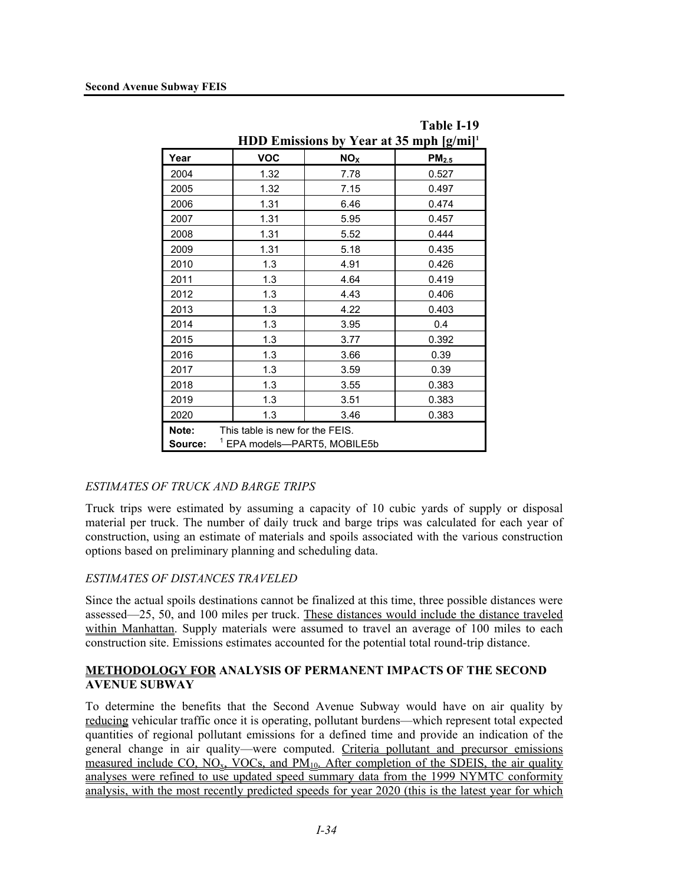**Table I-19**
**HDD Emissions by Year at 35 mph [g/mi][1]**

| Year | VOC | $NO_X$ | $PM_{2.5}$ |
|---|---|---|---|
| 2004 | 1.32 | 7.78 | 0.527 |
| 2005 | 1.32 | 7.15 | 0.497 |
| 2006 | 1.31 | 6.46 | 0.474 |
| 2007 | 1.31 | 5.95 | 0.457 |
| 2008 | 1.31 | 5.52 | 0.444 |
| 2009 | 1.31 | 5.18 | 0.435 |
| 2010 | 1.3 | 4.91 | 0.426 |
| 2011 | 1.3 | 4.64 | 0.419 |
| 2012 | 1.3 | 4.43 | 0.406 |
| 2013 | 1.3 | 4.22 | 0.403 |
| 2014 | 1.3 | 3.95 | 0.4 |
| 2015 | 1.3 | 3.77 | 0.392 |
| 2016 | 1.3 | 3.66 | 0.39 |
| 2017 | 1.3 | 3.59 | 0.39 |
| 2018 | 1.3 | 3.55 | 0.383 |
| 2019 | 1.3 | 3.51 | 0.383 |
| 2020 | 1.3 | 3.46 | 0.383 |

**Note:** This table is new for the FEIS.
**Source:** [1] EPA models—PART5, MOBILE5b

*ESTIMATES OF TRUCK AND BARGE TRIPS*

Truck trips were estimated by assuming a capacity of 10 cubic yards of supply or disposal material per truck. The number of daily truck and barge trips was calculated for each year of construction, using an estimate of materials and spoils associated with the various construction options based on preliminary planning and scheduling data.

*ESTIMATES OF DISTANCES TRAVELED*

Since the actual spoils destinations cannot be finalized at this time, three possible distances were assessed—25, 50, and 100 miles per truck. These distances would include the distance traveled within Manhattan. Supply materials were assumed to travel an average of 100 miles to each construction site. Emissions estimates accounted for the potential total round-trip distance.

### METHODOLOGY FOR ANALYSIS OF PERMANENT IMPACTS OF THE SECOND AVENUE SUBWAY

To determine the benefits that the Second Avenue Subway would have on air quality by reducing vehicular traffic once it is operating, pollutant burdens—which represent total expected quantities of regional pollutant emissions for a defined time and provide an indication of the general change in air quality—were computed. Criteria pollutant and precursor emissions measured include CO, $NO_x$, VOCs, and $PM_{10}$. After completion of the SDEIS, the air quality analyses were refined to use updated speed summary data from the 1999 NYMTC conformity analysis, with the most recently predicted speeds for year 2020 (this is the latest year for which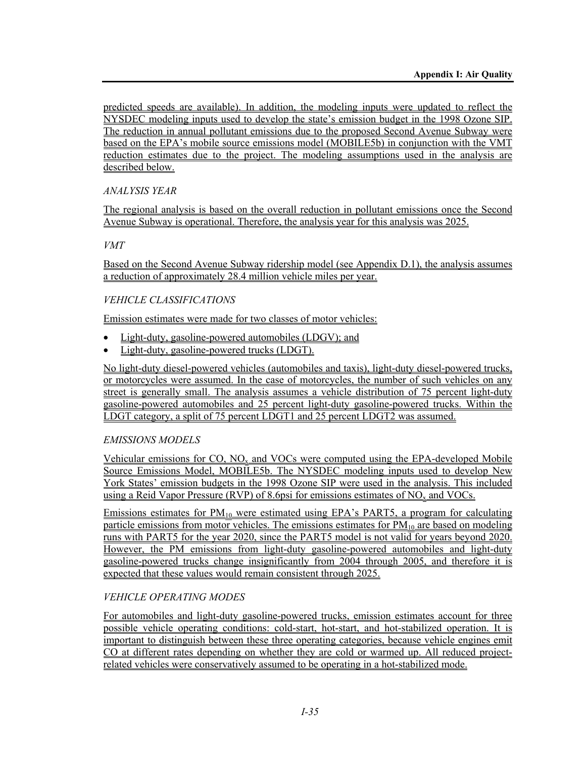predicted speeds are available). In addition, the modeling inputs were updated to reflect the NYSDEC modeling inputs used to develop the state's emission budget in the 1998 Ozone SIP. The reduction in annual pollutant emissions due to the proposed Second Avenue Subway were based on the EPA's mobile source emissions model (MOBILE5b) in conjunction with the VMT reduction estimates due to the project. The modeling assumptions used in the analysis are described below.

*ANALYSIS YEAR*

The regional analysis is based on the overall reduction in pollutant emissions once the Second Avenue Subway is operational. Therefore, the analysis year for this analysis was 2025.

*VMT*

Based on the Second Avenue Subway ridership model (see Appendix D.1), the analysis assumes a reduction of approximately 28.4 million vehicle miles per year.

*VEHICLE CLASSIFICATIONS*

Emission estimates were made for two classes of motor vehicles:

- Light-duty, gasoline-powered automobiles (LDGV); and
- Light-duty, gasoline-powered trucks (LDGT).

No light-duty diesel-powered vehicles (automobiles and taxis), light-duty diesel-powered trucks, or motorcycles were assumed. In the case of motorcycles, the number of such vehicles on any street is generally small. The analysis assumes a vehicle distribution of 75 percent light-duty gasoline-powered automobiles and 25 percent light-duty gasoline-powered trucks. Within the LDGT category, a split of 75 percent LDGT1 and 25 percent LDGT2 was assumed.

*EMISSIONS MODELS*

Vehicular emissions for CO, $NO_x$ and VOCs were computed using the EPA-developed Mobile Source Emissions Model, MOBILE5b. The NYSDEC modeling inputs used to develop New York States' emission budgets in the 1998 Ozone SIP were used in the analysis. This included using a Reid Vapor Pressure (RVP) of 8.6psi for emissions estimates of $NO_x$ and VOCs.

Emissions estimates for $PM_{10}$ were estimated using EPA's PART5, a program for calculating particle emissions from motor vehicles. The emissions estimates for $PM_{10}$ are based on modeling runs with PART5 for the year 2020, since the PART5 model is not valid for years beyond 2020. However, the PM emissions from light-duty gasoline-powered automobiles and light-duty gasoline-powered trucks change insignificantly from 2004 through 2005, and therefore it is expected that these values would remain consistent through 2025.

*VEHICLE OPERATING MODES*

For automobiles and light-duty gasoline-powered trucks, emission estimates account for three possible vehicle operating conditions: cold-start, hot-start, and hot-stabilized operation. It is important to distinguish between these three operating categories, because vehicle engines emit CO at different rates depending on whether they are cold or warmed up. All reduced project-related vehicles were conservatively assumed to be operating in a hot-stabilized mode.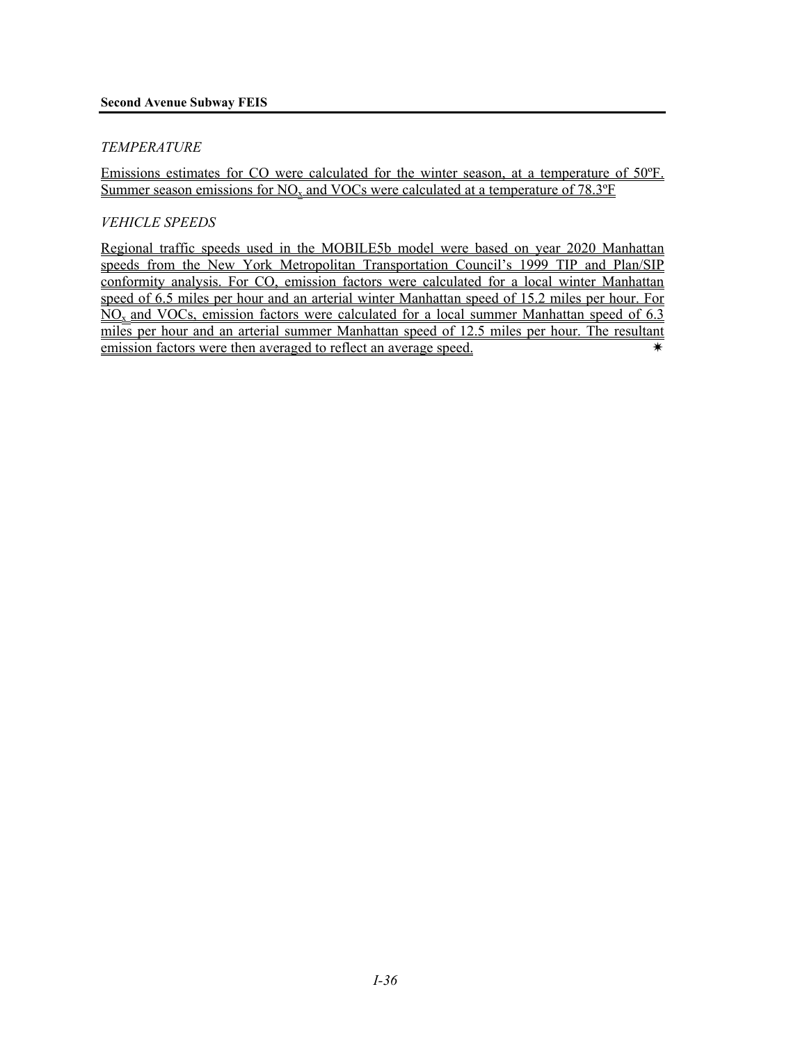*TEMPERATURE*

Emissions estimates for CO were calculated for the winter season, at a temperature of 50ºF. Summer season emissions for $NO_x$ and VOCs were calculated at a temperature of 78.3ºF

*VEHICLE SPEEDS*

Regional traffic speeds used in the MOBILE5b model were based on year 2020 Manhattan speeds from the New York Metropolitan Transportation Council's 1999 TIP and Plan/SIP conformity analysis. For CO, emission factors were calculated for a local winter Manhattan speed of 6.5 miles per hour and an arterial winter Manhattan speed of 15.2 miles per hour. For $NO_x$ and VOCs, emission factors were calculated for a local summer Manhattan speed of 6.3 miles per hour and an arterial summer Manhattan speed of 12.5 miles per hour. The resultant emission factors were then averaged to reflect an average speed. ✷